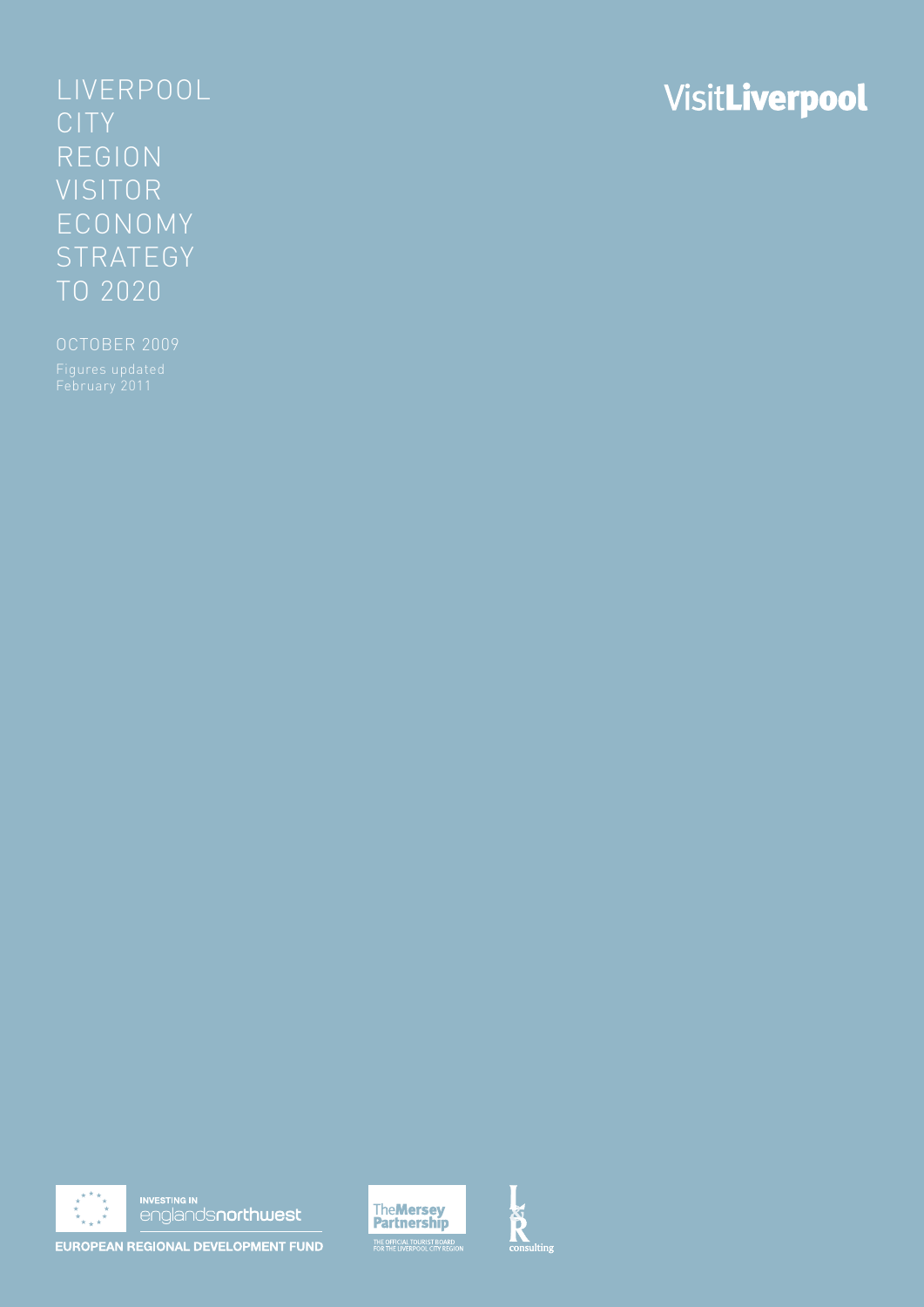# LIVERPOOL CITY REGION VISITOR ECONOMY STRATEGY TO 2020

OCTOBER 2009

Figures updated February 2011

VisitLiverpool

INVESTING IN englandsnorthwest

EUROPEAN REGIONAL DEVELOPMENT FUND

TheMersey Partnership

THE OFFICIAL TOURIST BOARD FOR THE LIVERPOOL CITY REGION

L&R consulting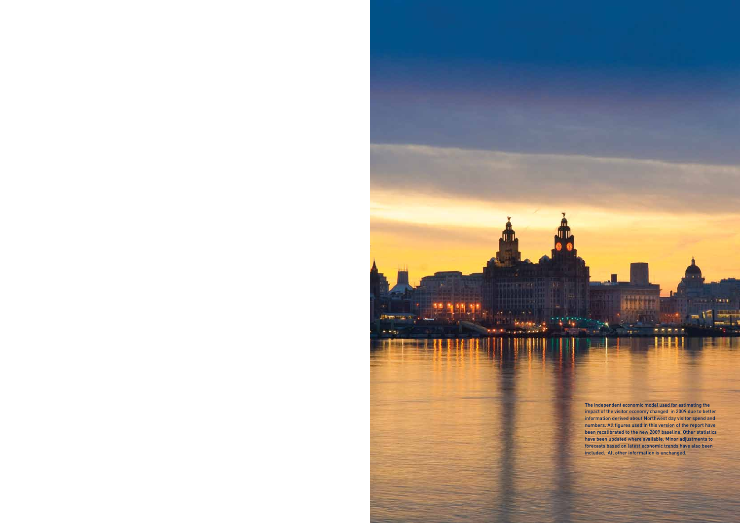The independent economic model used for estimating the impact of the visitor economy changed in 2009 due to better information derived about Northwest day visitor spend and numbers. All figures used in this version of the report have been recalibrated to the new 2009 baseline. Other statistics have been updated where available. Minor adjustments to forecasts based on latest economic trends have also been included. All other information is unchanged.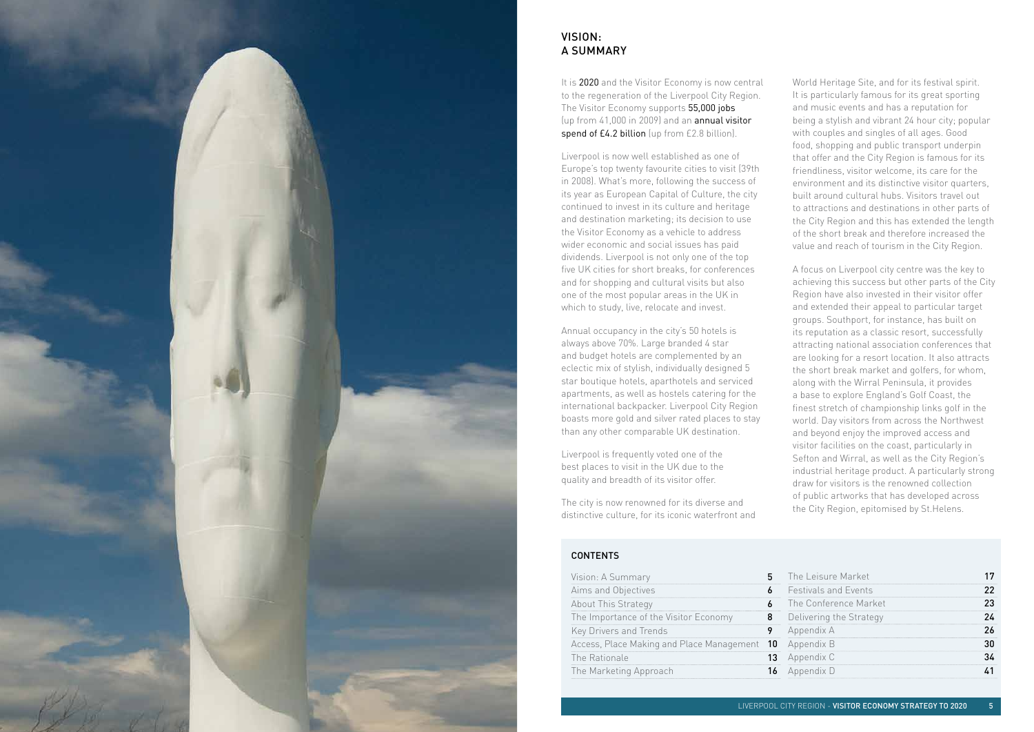## VISION: A SUMMARY

It is 2020 and the Visitor Economy is now central to the regeneration of the Liverpool City Region. The Visitor Economy supports **55,000 jobs** (up from 41,000 in 2009) and an **annual visitor spend of £4.2 billion** (up from £2.8 billion).

Liverpool is now well established as one of Europe's top twenty favourite cities to visit (39th in 2008). What's more, following the success of its year as European Capital of Culture, the city continued to invest in its culture and heritage and destination marketing; its decision to use the Visitor Economy as a vehicle to address wider economic and social issues has paid dividends. Liverpool is not only one of the top five UK cities for short breaks, for conferences and for shopping and cultural visits but also one of the most popular areas in the UK in which to study, live, relocate and invest.

Annual occupancy in the city's 50 hotels is always above 70%. Large branded 4 star and budget hotels are complemented by an eclectic mix of stylish, individually designed 5 star boutique hotels, aparthotels and serviced apartments, as well as hostels catering for the international backpacker. Liverpool City Region boasts more gold and silver rated places to stay than any other comparable UK destination.

Liverpool is frequently voted one of the best places to visit in the UK due to the quality and breadth of its visitor offer.

The city is now renowned for its diverse and distinctive culture, for its iconic waterfront and World Heritage Site, and for its festival spirit. It is particularly famous for its great sporting and music events and has a reputation for being a stylish and vibrant 24 hour city; popular with couples and singles of all ages. Good food, shopping and public transport underpin that offer and the City Region is famous for its friendliness, visitor welcome, its care for the environment and its distinctive visitor quarters, built around cultural hubs. Visitors travel out to attractions and destinations in other parts of the City Region and this has extended the length of the short break and therefore increased the value and reach of tourism in the City Region.

A focus on Liverpool city centre was the key to achieving this success but other parts of the City Region have also invested in their visitor offer and extended their appeal to particular target groups. Southport, for instance, has built on its reputation as a classic resort, successfully attracting national association conferences that are looking for a resort location. It also attracts the short break market and golfers, for whom, along with the Wirral Peninsula, it provides a base to explore England's Golf Coast, the finest stretch of championship links golf in the world. Day visitors from across the Northwest and beyond enjoy the improved access and visitor facilities on the coast, particularly in Sefton and Wirral, as well as the City Region's industrial heritage product. A particularly strong draw for visitors is the renowned collection of public artworks that has developed across the City Region, epitomised by St.Helens.

### CONTENTS

| | |
|---|---|
| Vision: A Summary | 5 |
| Aims and Objectives | 6 |
| About This Strategy | 6 |
| The Importance of the Visitor Economy | 8 |
| Key Drivers and Trends | 9 |
| Access, Place Making and Place Management | 10 |
| The Rationale | 13 |
| The Marketing Approach | 16 |
| The Leisure Market | 17 |
| Festivals and Events | 22 |
| The Conference Market | 23 |
| Delivering the Strategy | 24 |
| Appendix A | 26 |
| Appendix B | 30 |
| Appendix C | 34 |
| Appendix D | 41 |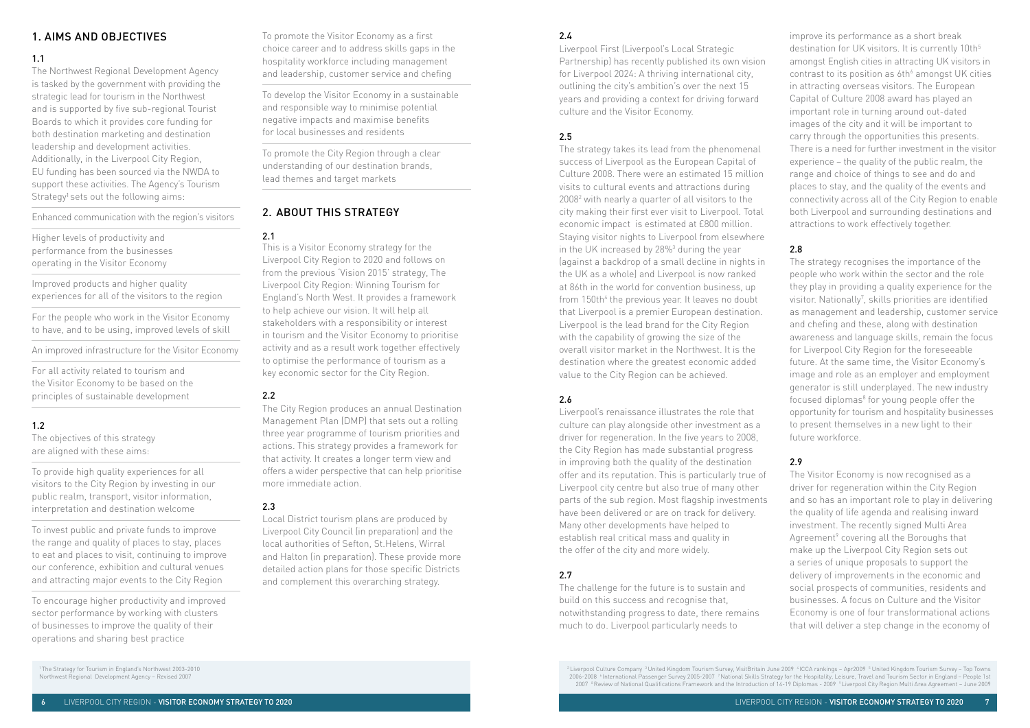## 1. AIMS AND OBJECTIVES

### 1.1

The Northwest Regional Development Agency is tasked by the government with providing the strategic lead for tourism in the Northwest and is supported by five sub-regional Tourist Boards to which it provides core funding for both destination marketing and destination leadership and development activities. Additionally, in the Liverpool City Region, EU funding has been sourced via the NWDA to support these activities. The Agency's Tourism Strategy[1] sets out the following aims:

Enhanced communication with the region's visitors

Higher levels of productivity and performance from the businesses operating in the Visitor Economy

Improved products and higher quality experiences for all of the visitors to the region

For the people who work in the Visitor Economy to have, and to be using, improved levels of skill

An improved infrastructure for the Visitor Economy

For all activity related to tourism and the Visitor Economy to be based on the principles of sustainable development

### 1.2

The objectives of this strategy are aligned with these aims:

To provide high quality experiences for all visitors to the City Region by investing in our public realm, transport, visitor information, interpretation and destination welcome

To invest public and private funds to improve the range and quality of places to stay, places to eat and places to visit, continuing to improve our conference, exhibition and cultural venues and attracting major events to the City Region

To encourage higher productivity and improved sector performance by working with clusters of businesses to improve the quality of their operations and sharing best practice

To promote the Visitor Economy as a first choice career and to address skills gaps in the hospitality workforce including management and leadership, customer service and chefing

To develop the Visitor Economy in a sustainable and responsible way to minimise potential negative impacts and maximise benefits for local businesses and residents

To promote the City Region through a clear understanding of our destination brands, lead themes and target markets

[1] The Strategy for Tourism in England's Northwest 2003-2010 Northwest Regional Development Agency – Revised 2007

## 2. ABOUT THIS STRATEGY

### 2.1

This is a Visitor Economy strategy for the Liverpool City Region to 2020 and follows on from the previous 'Vision 2015' strategy, The Liverpool City Region: Winning Tourism for England's North West. It provides a framework to help achieve our vision. It will help all stakeholders with a responsibility or interest in tourism and the Visitor Economy to prioritise activity and as a result work together effectively to optimise the performance of tourism as a key economic sector for the City Region.

### 2.2

The City Region produces an annual Destination Management Plan (DMP) that sets out a rolling three year programme of tourism priorities and actions. This strategy provides a framework for that activity. It creates a longer term view and offers a wider perspective that can help prioritise more immediate action.

### 2.3

Local District tourism plans are produced by Liverpool City Council (in preparation) and the local authorities of Sefton, St.Helens, Wirral and Halton (in preparation). These provide more detailed action plans for those specific Districts and complement this overarching strategy.

### 2.4

Liverpool First (Liverpool's Local Strategic Partnership) has recently published its own vision for Liverpool 2024: A thriving international city, outlining the city's ambition's over the next 15 years and providing a context for driving forward culture and the Visitor Economy.

### 2.5

The strategy takes its lead from the phenomenal success of Liverpool as the European Capital of Culture 2008. There were an estimated 15 million visits to cultural events and attractions during 2008[2] with nearly a quarter of all visitors to the city making their first ever visit to Liverpool. Total economic impact is estimated at £800 million. Staying visitor nights to Liverpool from elsewhere in the UK increased by 28%[3] during the year (against a backdrop of a small decline in nights in the UK as a whole) and Liverpool is now ranked at 86th in the world for convention business, up from 150th[4] the previous year. It leaves no doubt that Liverpool is a premier European destination. Liverpool is the lead brand for the City Region with the capability of growing the size of the overall visitor market in the Northwest. It is the destination where the greatest economic added value to the City Region can be achieved.

### 2.6

Liverpool's renaissance illustrates the role that culture can play alongside other investment as a driver for regeneration. In the five years to 2008, the City Region has made substantial progress in improving both the quality of the destination offer and its reputation. This is particularly true of Liverpool city centre but also true of many other parts of the sub region. Most flagship investments have been delivered or are on track for delivery. Many other developments have helped to establish real critical mass and quality in the offer of the city and more widely.

### 2.7

The challenge for the future is to sustain and build on this success and recognise that, notwithstanding progress to date, there remains much to do. Liverpool particularly needs to improve its performance as a short break destination for UK visitors. It is currently 10th[5] amongst English cities in attracting UK visitors in contrast to its position as 6th[6] amongst UK cities in attracting overseas visitors. The European Capital of Culture 2008 award has played an important role in turning around out-dated images of the city and it will be important to carry through the opportunities this presents. There is a need for further investment in the visitor experience – the quality of the public realm, the range and choice of things to see and do and places to stay, and the quality of the events and connectivity across all of the City Region to enable both Liverpool and surrounding destinations and attractions to work effectively together.

### 2.8

The strategy recognises the importance of the people who work within the sector and the role they play in providing a quality experience for the visitor. Nationally[7], skills priorities are identified as management and leadership, customer service and chefing and these, along with destination awareness and language skills, remain the focus for Liverpool City Region for the foreseeable future. At the same time, the Visitor Economy's image and role as an employer and employment generator is still underplayed. The new industry focused diplomas[8] for young people offer the opportunity for tourism and hospitality businesses to present themselves in a new light to their future workforce.

### 2.9

The Visitor Economy is now recognised as a driver for regeneration within the City Region and so has an important role to play in delivering the quality of life agenda and realising inward investment. The recently signed Multi Area Agreement[9] covering all the Boroughs that make up the Liverpool City Region sets out a series of unique proposals to support the delivery of improvements in the economic and social prospects of communities, residents and businesses. A focus on Culture and the Visitor Economy is one of four transformational actions that will deliver a step change in the economy of

[2] Liverpool Culture Company [3] United Kingdom Tourism Survey, VisitBritain June 2009 [4] ICCA rankings – Apr2009 [5] United Kingdom Tourism Survey – Top Towns 2006-2008 [6] International Passenger Survey 2005-2007 [7] National Skills Strategy for the Hospitality, Leisure, Travel and Tourism Sector in England – People 1st 2007 [8] Review of National Qualifications Framework and the Introduction of 14-19 Diplomas - 2009 [9] Liverpool City Region Multi Area Agreement – June 2009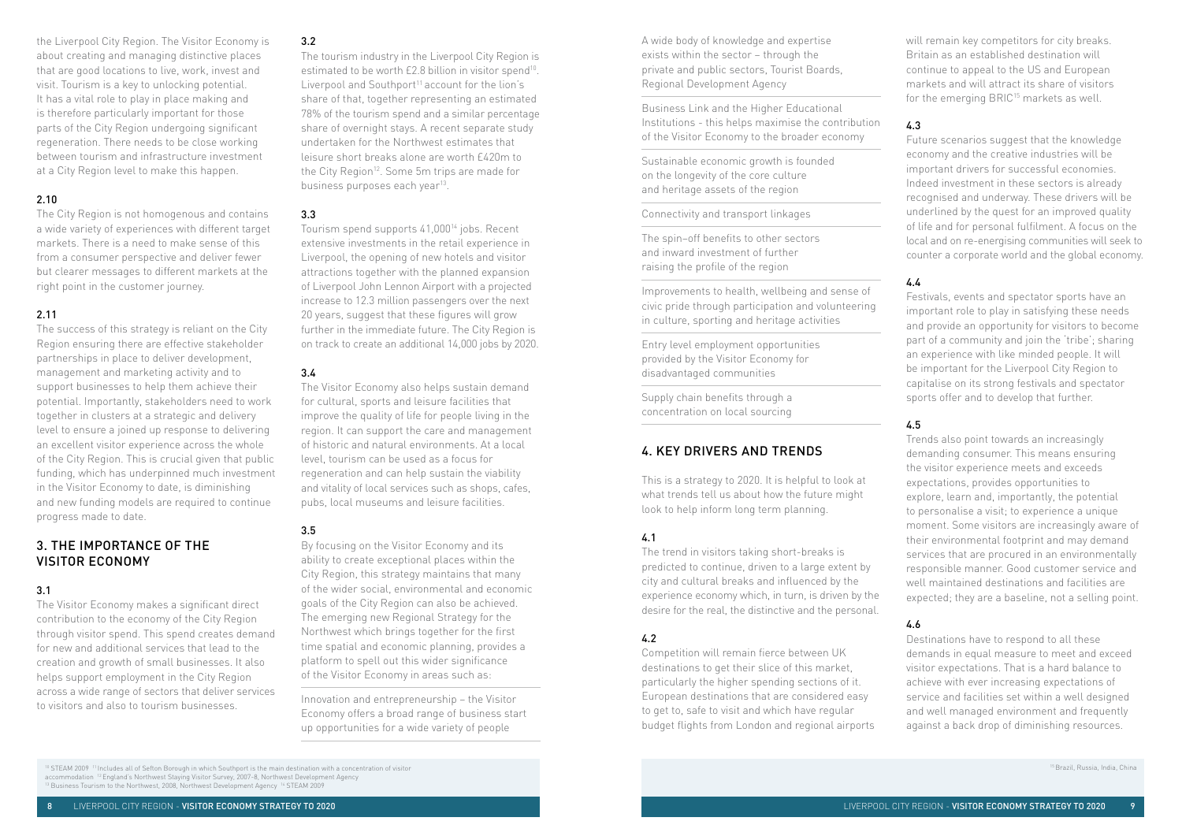the Liverpool City Region. The Visitor Economy is about creating and managing distinctive places that are good locations to live, work, invest and visit. Tourism is a key to unlocking potential. It has a vital role to play in place making and is therefore particularly important for those parts of the City Region undergoing significant regeneration. There needs to be close working between tourism and infrastructure investment at a City Region level to make this happen.

### 2.10

The City Region is not homogenous and contains a wide variety of experiences with different target markets. There is a need to make sense of this from a consumer perspective and deliver fewer but clearer messages to different markets at the right point in the customer journey.

### 2.11

The success of this strategy is reliant on the City Region ensuring there are effective stakeholder partnerships in place to deliver development, management and marketing activity and to support businesses to help them achieve their potential. Importantly, stakeholders need to work together in clusters at a strategic and delivery level to ensure a joined up response to delivering an excellent visitor experience across the whole of the City Region. This is crucial given that public funding, which has underpinned much investment in the Visitor Economy to date, is diminishing and new funding models are required to continue progress made to date.

## 3. THE IMPORTANCE OF THE VISITOR ECONOMY

### 3.1

The Visitor Economy makes a significant direct contribution to the economy of the City Region through visitor spend. This spend creates demand for new and additional services that lead to the creation and growth of small businesses. It also helps support employment in the City Region across a wide range of sectors that deliver services to visitors and also to tourism businesses.

### 3.2

The tourism industry in the Liverpool City Region is estimated to be worth £2.8 billion in visitor spend[10]. Liverpool and Southport[11] account for the lion's share of that, together representing an estimated 78% of the tourism spend and a similar percentage share of overnight stays. A recent separate study undertaken for the Northwest estimates that leisure short breaks alone are worth £420m to the City Region[12]. Some 5m trips are made for business purposes each year[13].

### 3.3

Tourism spend supports 41,000[14] jobs. Recent extensive investments in the retail experience in Liverpool, the opening of new hotels and visitor attractions together with the planned expansion of Liverpool John Lennon Airport with a projected increase to 12.3 million passengers over the next 20 years, suggest that these figures will grow further in the immediate future. The City Region is on track to create an additional 14,000 jobs by 2020.

### 3.4

The Visitor Economy also helps sustain demand for cultural, sports and leisure facilities that improve the quality of life for people living in the region. It can support the care and management of historic and natural environments. At a local level, tourism can be used as a focus for regeneration and can help sustain the viability and vitality of local services such as shops, cafes, pubs, local museums and leisure facilities.

### 3.5

By focusing on the Visitor Economy and its ability to create exceptional places within the City Region, this strategy maintains that many of the wider social, environmental and economic goals of the City Region can also be achieved. The emerging new Regional Strategy for the Northwest which brings together for the first time spatial and economic planning, provides a platform to spell out this wider significance of the Visitor Economy in areas such as:

- Innovation and entrepreneurship – the Visitor Economy offers a broad range of business start up opportunities for a wide variety of people
- A wide body of knowledge and expertise exists within the sector – through the private and public sectors, Tourist Boards, Regional Development Agency
- Business Link and the Higher Educational Institutions - this helps maximise the contribution of the Visitor Economy to the broader economy
- Sustainable economic growth is founded on the longevity of the core culture and heritage assets of the region
- Connectivity and transport linkages
- The spin–off benefits to other sectors and inward investment of further raising the profile of the region
- Improvements to health, wellbeing and sense of civic pride through participation and volunteering in culture, sporting and heritage activities
- Entry level employment opportunities provided by the Visitor Economy for disadvantaged communities
- Supply chain benefits through a concentration on local sourcing

## 4. KEY DRIVERS AND TRENDS

This is a strategy to 2020. It is helpful to look at what trends tell us about how the future might look to help inform long term planning.

### 4.1

The trend in visitors taking short-breaks is predicted to continue, driven to a large extent by city and cultural breaks and influenced by the experience economy which, in turn, is driven by the desire for the real, the distinctive and the personal.

### 4.2

Competition will remain fierce between UK destinations to get their slice of this market, particularly the higher spending sections of it. European destinations that are considered easy to get to, safe to visit and which have regular budget flights from London and regional airports will remain key competitors for city breaks. Britain as an established destination will continue to appeal to the US and European markets and will attract its share of visitors for the emerging BRIC[15] markets as well.

### 4.3

Future scenarios suggest that the knowledge economy and the creative industries will be important drivers for successful economies. Indeed investment in these sectors is already recognised and underway. These drivers will be underlined by the quest for an improved quality of life and for personal fulfilment. A focus on the local and on re-energising communities will seek to counter a corporate world and the global economy.

### 4.4

Festivals, events and spectator sports have an important role to play in satisfying these needs and provide an opportunity for visitors to become part of a community and join the 'tribe'; sharing an experience with like minded people. It will be important for the Liverpool City Region to capitalise on its strong festivals and spectator sports offer and to develop that further.

### 4.5

Trends also point towards an increasingly demanding consumer. This means ensuring the visitor experience meets and exceeds expectations, provides opportunities to explore, learn and, importantly, the potential to personalise a visit; to experience a unique moment. Some visitors are increasingly aware of their environmental footprint and may demand services that are procured in an environmentally responsible manner. Good customer service and well maintained destinations and facilities are expected; they are a baseline, not a selling point.

### 4.6

Destinations have to respond to all these demands in equal measure to meet and exceed visitor expectations. That is a hard balance to achieve with ever increasing expectations of service and facilities set within a well designed and well managed environment and frequently against a back drop of diminishing resources.

[10] STEAM 2009 [11] Includes all of Sefton Borough in which Southport is the main destination with a concentration of visitor accommodation [12] England's Northwest Staying Visitor Survey, 2007-8, Northwest Development Agency [13] Business Tourism to the Northwest, 2008, Northwest Development Agency [14] STEAM 2009

[15] Brazil, Russia, India, China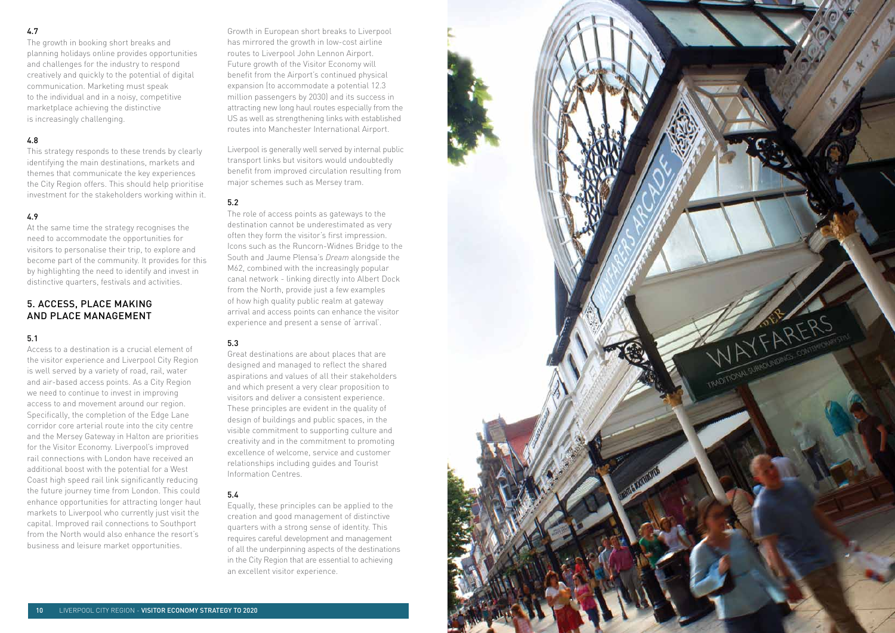#### 4.7

The growth in booking short breaks and planning holidays online provides opportunities and challenges for the industry to respond creatively and quickly to the potential of digital communication. Marketing must speak to the individual and in a noisy, competitive marketplace achieving the distinctive is increasingly challenging.

#### 4.8

This strategy responds to these trends by clearly identifying the main destinations, markets and themes that communicate the key experiences the City Region offers. This should help prioritise investment for the stakeholders working within it.

#### 4.9

At the same time the strategy recognises the need to accommodate the opportunities for visitors to personalise their trip, to explore and become part of the community. It provides for this by highlighting the need to identify and invest in distinctive quarters, festivals and activities.

## 5. ACCESS, PLACE MAKING AND PLACE MANAGEMENT

#### 5.1

Access to a destination is a crucial element of the visitor experience and Liverpool City Region is well served by a variety of road, rail, water and air-based access points. As a City Region we need to continue to invest in improving access to and movement around our region. Specifically, the completion of the Edge Lane corridor core arterial route into the city centre and the Mersey Gateway in Halton are priorities for the Visitor Economy. Liverpool's improved rail connections with London have received an additional boost with the potential for a West Coast high speed rail link significantly reducing the future journey time from London. This could enhance opportunities for attracting longer haul markets to Liverpool who currently just visit the capital. Improved rail connections to Southport from the North would also enhance the resort's business and leisure market opportunities.

Growth in European short breaks to Liverpool has mirrored the growth in low-cost airline routes to Liverpool John Lennon Airport. Future growth of the Visitor Economy will benefit from the Airport's continued physical expansion (to accommodate a potential 12.3 million passengers by 2030) and its success in attracting new long haul routes especially from the US as well as strengthening links with established routes into Manchester International Airport.

Liverpool is generally well served by internal public transport links but visitors would undoubtedly benefit from improved circulation resulting from major schemes such as Mersey tram.

#### 5.2

The role of access points as gateways to the destination cannot be underestimated as very often they form the visitor's first impression. Icons such as the Runcorn-Widnes Bridge to the South and Jaume Plensa's *Dream* alongside the M62, combined with the increasingly popular canal network - linking directly into Albert Dock from the North, provide just a few examples of how high quality public realm at gateway arrival and access points can enhance the visitor experience and present a sense of 'arrival'.

#### 5.3

Great destinations are about places that are designed and managed to reflect the shared aspirations and values of all their stakeholders and which present a very clear proposition to visitors and deliver a consistent experience. These principles are evident in the quality of design of buildings and public spaces, in the visible commitment to supporting culture and creativity and in the commitment to promoting excellence of welcome, service and customer relationships including guides and Tourist Information Centres.

#### 5.4

Equally, these principles can be applied to the creation and good management of distinctive quarters with a strong sense of identity. This requires careful development and management of all the underpinning aspects of the destinations in the City Region that are essential to achieving an excellent visitor experience.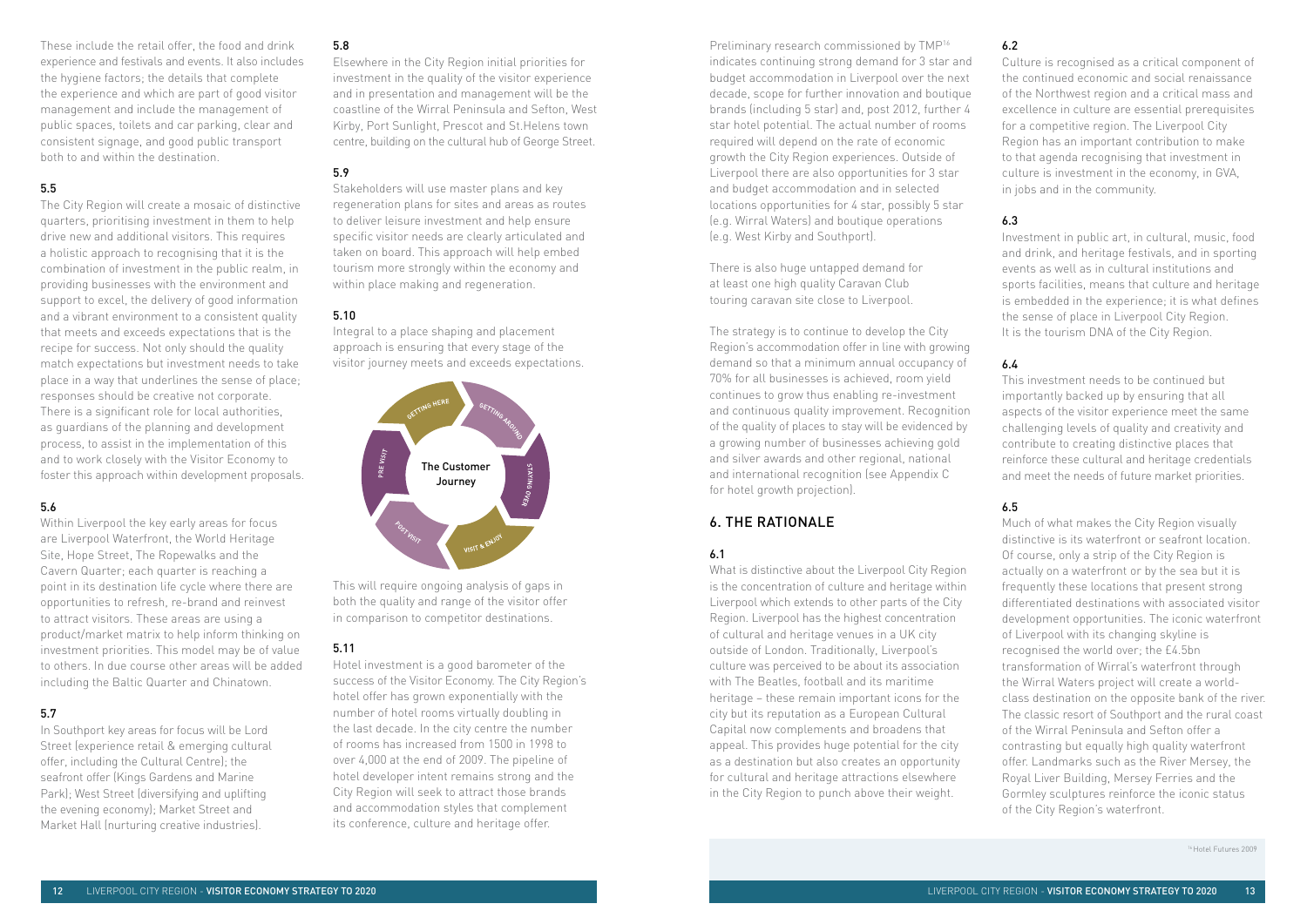These include the retail offer, the food and drink experience and festivals and events. It also includes the hygiene factors; the details that complete the experience and which are part of good visitor management and include the management of public spaces, toilets and car parking, clear and consistent signage, and good public transport both to and within the destination.

### 5.5

The City Region will create a mosaic of distinctive quarters, prioritising investment in them to help drive new and additional visitors. This requires a holistic approach to recognising that it is the combination of investment in the public realm, in providing businesses with the environment and support to excel, the delivery of good information and a vibrant environment to a consistent quality that meets and exceeds expectations that is the recipe for success. Not only should the quality match expectations but investment needs to take place in a way that underlines the sense of place; responses should be creative not corporate. There is a significant role for local authorities, as guardians of the planning and development process, to assist in the implementation of this and to work closely with the Visitor Economy to foster this approach within development proposals.

### 5.6

Within Liverpool the key early areas for focus are Liverpool Waterfront, the World Heritage Site, Hope Street, The Ropewalks and the Cavern Quarter; each quarter is reaching a point in its destination life cycle where there are opportunities to refresh, re-brand and reinvest to attract visitors. These areas are using a product/market matrix to help inform thinking on investment priorities. This model may be of value to others. In due course other areas will be added including the Baltic Quarter and Chinatown.

### 5.7

In Southport key areas for focus will be Lord Street (experience retail & emerging cultural offer, including the Cultural Centre); the seafront offer (Kings Gardens and Marine Park); West Street (diversifying and uplifting the evening economy); Market Street and Market Hall (nurturing creative industries).

### 5.8

Elsewhere in the City Region initial priorities for investment in the quality of the visitor experience and in presentation and management will be the coastline of the Wirral Peninsula and Sefton, West Kirby, Port Sunlight, Prescot and St.Helens town centre, building on the cultural hub of George Street.

### 5.9

Stakeholders will use master plans and key regeneration plans for sites and areas as routes to deliver leisure investment and help ensure specific visitor needs are clearly articulated and taken on board. This approach will help embed tourism more strongly within the economy and within place making and regeneration.

### 5.10

Integral to a place shaping and placement approach is ensuring that every stage of the visitor journey meets and exceeds expectations.

The Customer Journey: Getting Here – Getting Around – Staying Over – Visit & Enjoy – Post Visit – Pre Visit

This will require ongoing analysis of gaps in both the quality and range of the visitor offer in comparison to competitor destinations.

### 5.11

Hotel investment is a good barometer of the success of the Visitor Economy. The City Region's hotel offer has grown exponentially with the number of hotel rooms virtually doubling in the last decade. In the city centre the number of rooms has increased from 1500 in 1998 to over 4,000 at the end of 2009. The pipeline of hotel developer intent remains strong and the City Region will seek to attract those brands and accommodation styles that complement its conference, culture and heritage offer.

Preliminary research commissioned by TMP[16] indicates continuing strong demand for 3 star and budget accommodation in Liverpool over the next decade, scope for further innovation and boutique brands (including 5 star) and, post 2012, further 4 star hotel potential. The actual number of rooms required will depend on the rate of economic growth the City Region experiences. Outside of Liverpool there are also opportunities for 3 star and budget accommodation and in selected locations opportunities for 4 star, possibly 5 star (e.g. Wirral Waters) and boutique operations (e.g. West Kirby and Southport).

There is also huge untapped demand for at least one high quality Caravan Club touring caravan site close to Liverpool.

The strategy is to continue to develop the City Region's accommodation offer in line with growing demand so that a minimum annual occupancy of 70% for all businesses is achieved, room yield continues to grow thus enabling re-investment and continuous quality improvement. Recognition of the quality of places to stay will be evidenced by a growing number of businesses achieving gold and silver awards and other regional, national and international recognition (see Appendix C for hotel growth projection).

## 6. THE RATIONALE

### 6.1

What is distinctive about the Liverpool City Region is the concentration of culture and heritage within Liverpool which extends to other parts of the City Region. Liverpool has the highest concentration of cultural and heritage venues in a UK city outside of London. Traditionally, Liverpool's culture was perceived to be about its association with The Beatles, football and its maritime heritage – these remain important icons for the city but its reputation as a European Cultural Capital now complements and broadens that appeal. This provides huge potential for the city as a destination but also creates an opportunity for cultural and heritage attractions elsewhere in the City Region to punch above their weight.

### 6.2

Culture is recognised as a critical component of the continued economic and social renaissance of the Northwest region and a critical mass and excellence in culture are essential prerequisites for a competitive region. The Liverpool City Region has an important contribution to make to that agenda recognising that investment in culture is investment in the economy, in GVA, in jobs and in the community.

### 6.3

Investment in public art, in cultural, music, food and drink, and heritage festivals, and in sporting events as well as in cultural institutions and sports facilities, means that culture and heritage is embedded in the experience; it is what defines the sense of place in Liverpool City Region. It is the tourism DNA of the City Region.

### 6.4

This investment needs to be continued but importantly backed up by ensuring that all aspects of the visitor experience meet the same challenging levels of quality and creativity and contribute to creating distinctive places that reinforce these cultural and heritage credentials and meet the needs of future market priorities.

### 6.5

Much of what makes the City Region visually distinctive is its waterfront or seafront location. Of course, only a strip of the City Region is actually on a waterfront or by the sea but it is frequently these locations that present strong differentiated destinations with associated visitor development opportunities. The iconic waterfront of Liverpool with its changing skyline is recognised the world over; the £4.5bn transformation of Wirral's waterfront through the Wirral Waters project will create a world-class destination on the opposite bank of the river. The classic resort of Southport and the rural coast of the Wirral Peninsula and Sefton offer a contrasting but equally high quality waterfront offer. Landmarks such as the River Mersey, the Royal Liver Building, Mersey Ferries and the Gormley sculptures reinforce the iconic status of the City Region's waterfront.

[16] Hotel Futures 2009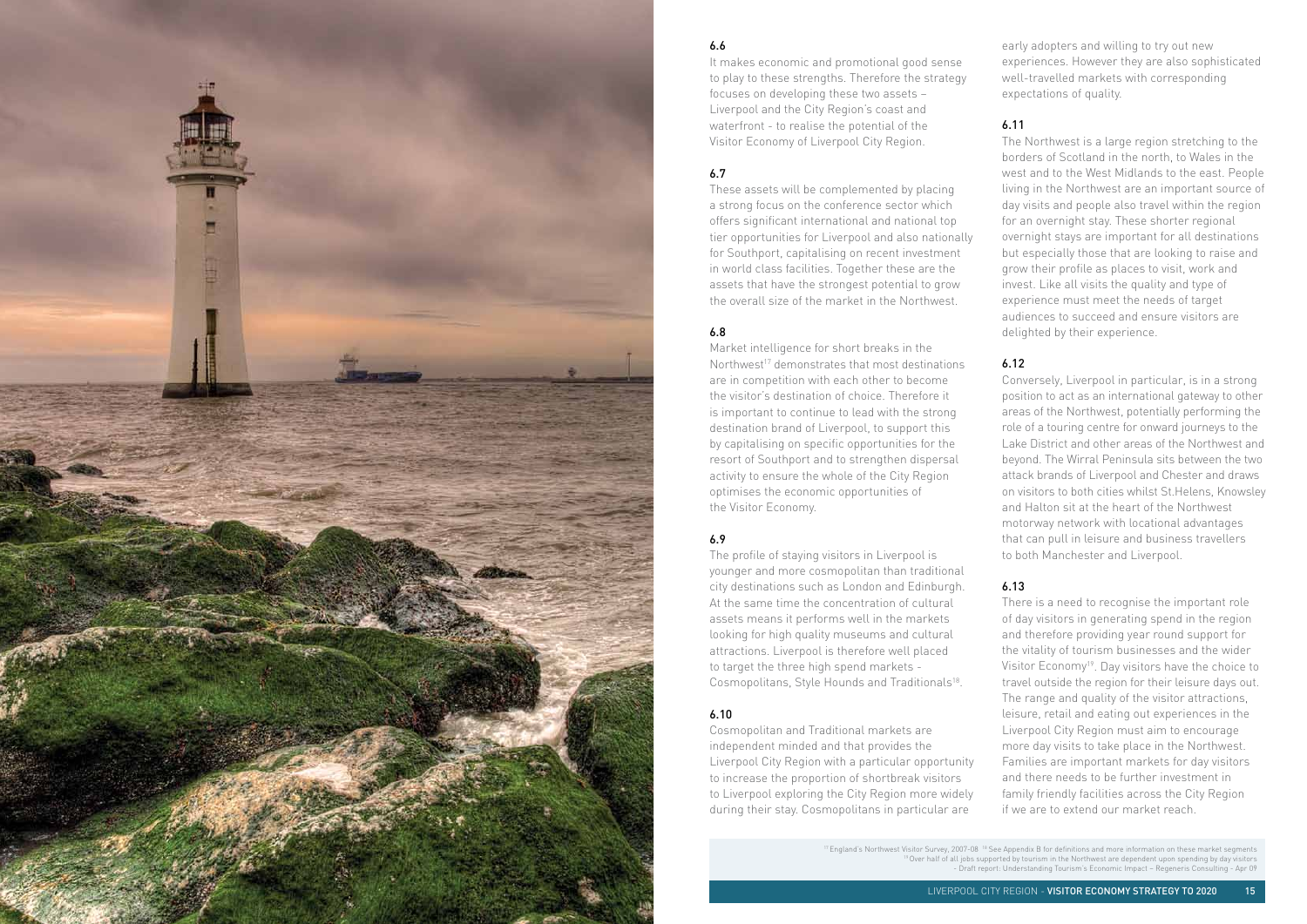### 6.6

It makes economic and promotional good sense to play to these strengths. Therefore the strategy focuses on developing these two assets – Liverpool and the City Region's coast and waterfront - to realise the potential of the Visitor Economy of Liverpool City Region.

### 6.7

These assets will be complemented by placing a strong focus on the conference sector which offers significant international and national top tier opportunities for Liverpool and also nationally for Southport, capitalising on recent investment in world class facilities. Together these are the assets that have the strongest potential to grow the overall size of the market in the Northwest.

### 6.8

Market intelligence for short breaks in the Northwest[17] demonstrates that most destinations are in competition with each other to become the visitor's destination of choice. Therefore it is important to continue to lead with the strong destination brand of Liverpool, to support this by capitalising on specific opportunities for the resort of Southport and to strengthen dispersal activity to ensure the whole of the City Region optimises the economic opportunities of the Visitor Economy.

### 6.9

The profile of staying visitors in Liverpool is younger and more cosmopolitan than traditional city destinations such as London and Edinburgh. At the same time the concentration of cultural assets means it performs well in the markets looking for high quality museums and cultural attractions. Liverpool is therefore well placed to target the three high spend markets - Cosmopolitans, Style Hounds and Traditionals[18].

### 6.10

Cosmopolitan and Traditional markets are independent minded and that provides the Liverpool City Region with a particular opportunity to increase the proportion of shortbreak visitors to Liverpool exploring the City Region more widely during their stay. Cosmopolitans in particular are early adopters and willing to try out new experiences. However they are also sophisticated well-travelled markets with corresponding expectations of quality.

### 6.11

The Northwest is a large region stretching to the borders of Scotland in the north, to Wales in the west and to the West Midlands to the east. People living in the Northwest are an important source of day visits and people also travel within the region for an overnight stay. These shorter regional overnight stays are important for all destinations but especially those that are looking to raise and grow their profile as places to visit, work and invest. Like all visits the quality and type of experience must meet the needs of target audiences to succeed and ensure visitors are delighted by their experience.

### 6.12

Conversely, Liverpool in particular, is in a strong position to act as an international gateway to other areas of the Northwest, potentially performing the role of a touring centre for onward journeys to the Lake District and other areas of the Northwest and beyond. The Wirral Peninsula sits between the two attack brands of Liverpool and Chester and draws on visitors to both cities whilst St.Helens, Knowsley and Halton sit at the heart of the Northwest motorway network with locational advantages that can pull in leisure and business travellers to both Manchester and Liverpool.

### 6.13

There is a need to recognise the important role of day visitors in generating spend in the region and therefore providing year round support for the vitality of tourism businesses and the wider Visitor Economy[19]. Day visitors have the choice to travel outside the region for their leisure days out. The range and quality of the visitor attractions, leisure, retail and eating out experiences in the Liverpool City Region must aim to encourage more day visits to take place in the Northwest. Families are important markets for day visitors and there needs to be further investment in family friendly facilities across the City Region if we are to extend our market reach.

[17] England's Northwest Visitor Survey, 2007-08 [18] See Appendix B for definitions and more information on these market segments
[19] Over half of all jobs supported by tourism in the Northwest are dependent upon spending by day visitors - Draft report: Understanding Tourism's Economic Impact – Regeneris Consulting - Apr 09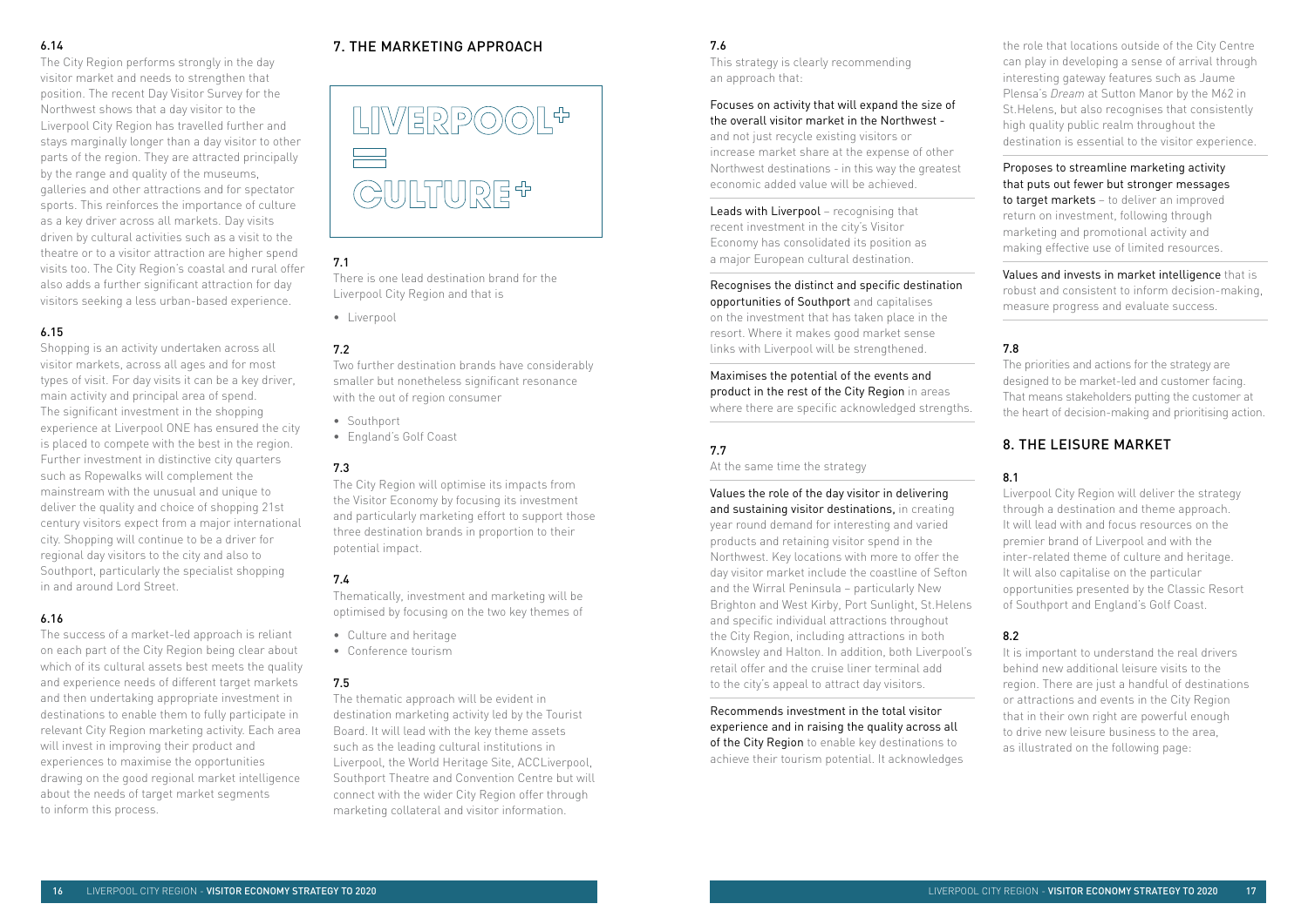#### 6.14

The City Region performs strongly in the day visitor market and needs to strengthen that position. The recent Day Visitor Survey for the Northwest shows that a day visitor to the Liverpool City Region has travelled further and stays marginally longer than a day visitor to other parts of the region. They are attracted principally by the range and quality of the museums, galleries and other attractions and for spectator sports. This reinforces the importance of culture as a key driver across all markets. Day visits driven by cultural activities such as a visit to the theatre or to a visitor attraction are higher spend visits too. The City Region's coastal and rural offer also adds a further significant attraction for day visitors seeking a less urban-based experience.

#### 6.15

Shopping is an activity undertaken across all visitor markets, across all ages and for most types of visit. For day visits it can be a key driver, main activity and principal area of spend. The significant investment in the shopping experience at Liverpool ONE has ensured the city is placed to compete with the best in the region. Further investment in distinctive city quarters such as Ropewalks will complement the mainstream with the unusual and unique to deliver the quality and choice of shopping 21st century visitors expect from a major international city. Shopping will continue to be a driver for regional day visitors to the city and also to Southport, particularly the specialist shopping in and around Lord Street.

#### 6.16

The success of a market-led approach is reliant on each part of the City Region being clear about which of its cultural assets best meets the quality and experience needs of different target markets and then undertaking appropriate investment in destinations to enable them to fully participate in relevant City Region marketing activity. Each area will invest in improving their product and experiences to maximise the opportunities drawing on the good regional market intelligence about the needs of target market segments to inform this process.

## 7. THE MARKETING APPROACH

LIVERPOOL+ = CULTURE+

#### 7.1

There is one lead destination brand for the Liverpool City Region and that is

- Liverpool

#### 7.2

Two further destination brands have considerably smaller but nonetheless significant resonance with the out of region consumer

- Southport
- England's Golf Coast

#### 7.3

The City Region will optimise its impacts from the Visitor Economy by focusing its investment and particularly marketing effort to support those three destination brands in proportion to their potential impact.

#### 7.4

Thematically, investment and marketing will be optimised by focusing on the two key themes of

- Culture and heritage
- Conference tourism

#### 7.5

The thematic approach will be evident in destination marketing activity led by the Tourist Board. It will lead with the key theme assets such as the leading cultural institutions in Liverpool, the World Heritage Site, ACCLiverpool, Southport Theatre and Convention Centre but will connect with the wider City Region offer through marketing collateral and visitor information.

#### 7.6

This strategy is clearly recommending an approach that:

Focuses on activity that will expand the size of the overall visitor market in the Northwest - and not just recycle existing visitors or increase market share at the expense of other Northwest destinations - in this way the greatest economic added value will be achieved.

Leads with Liverpool – recognising that recent investment in the city's Visitor Economy has consolidated its position as a major European cultural destination.

Recognises the distinct and specific destination opportunities of Southport and capitalises on the investment that has taken place in the resort. Where it makes good market sense links with Liverpool will be strengthened.

Maximises the potential of the events and product in the rest of the City Region in areas where there are specific acknowledged strengths.

#### 7.7

At the same time the strategy

Values the role of the day visitor in delivering and sustaining visitor destinations, in creating year round demand for interesting and varied products and retaining visitor spend in the Northwest. Key locations with more to offer the day visitor market include the coastline of Sefton and the Wirral Peninsula – particularly New Brighton and West Kirby, Port Sunlight, St.Helens and specific individual attractions throughout the City Region, including attractions in both Knowsley and Halton. In addition, both Liverpool's retail offer and the cruise liner terminal add to the city's appeal to attract day visitors.

Recommends investment in the total visitor experience and in raising the quality across all of the City Region to enable key destinations to achieve their tourism potential. It acknowledges the role that locations outside of the City Centre can play in developing a sense of arrival through interesting gateway features such as Jaume Plensa's *Dream* at Sutton Manor by the M62 in St.Helens, but also recognises that consistently high quality public realm throughout the destination is essential to the visitor experience.

Proposes to streamline marketing activity that puts out fewer but stronger messages to target markets – to deliver an improved return on investment, following through marketing and promotional activity and making effective use of limited resources.

Values and invests in market intelligence that is robust and consistent to inform decision-making, measure progress and evaluate success.

#### 7.8

The priorities and actions for the strategy are designed to be market-led and customer facing. That means stakeholders putting the customer at the heart of decision-making and prioritising action.

## 8. THE LEISURE MARKET

#### 8.1

Liverpool City Region will deliver the strategy through a destination and theme approach. It will lead with and focus resources on the premier brand of Liverpool and with the inter-related theme of culture and heritage. It will also capitalise on the particular opportunities presented by the Classic Resort of Southport and England's Golf Coast.

#### 8.2

It is important to understand the real drivers behind new additional leisure visits to the region. There are just a handful of destinations or attractions and events in the City Region that in their own right are powerful enough to drive new leisure business to the area, as illustrated on the following page: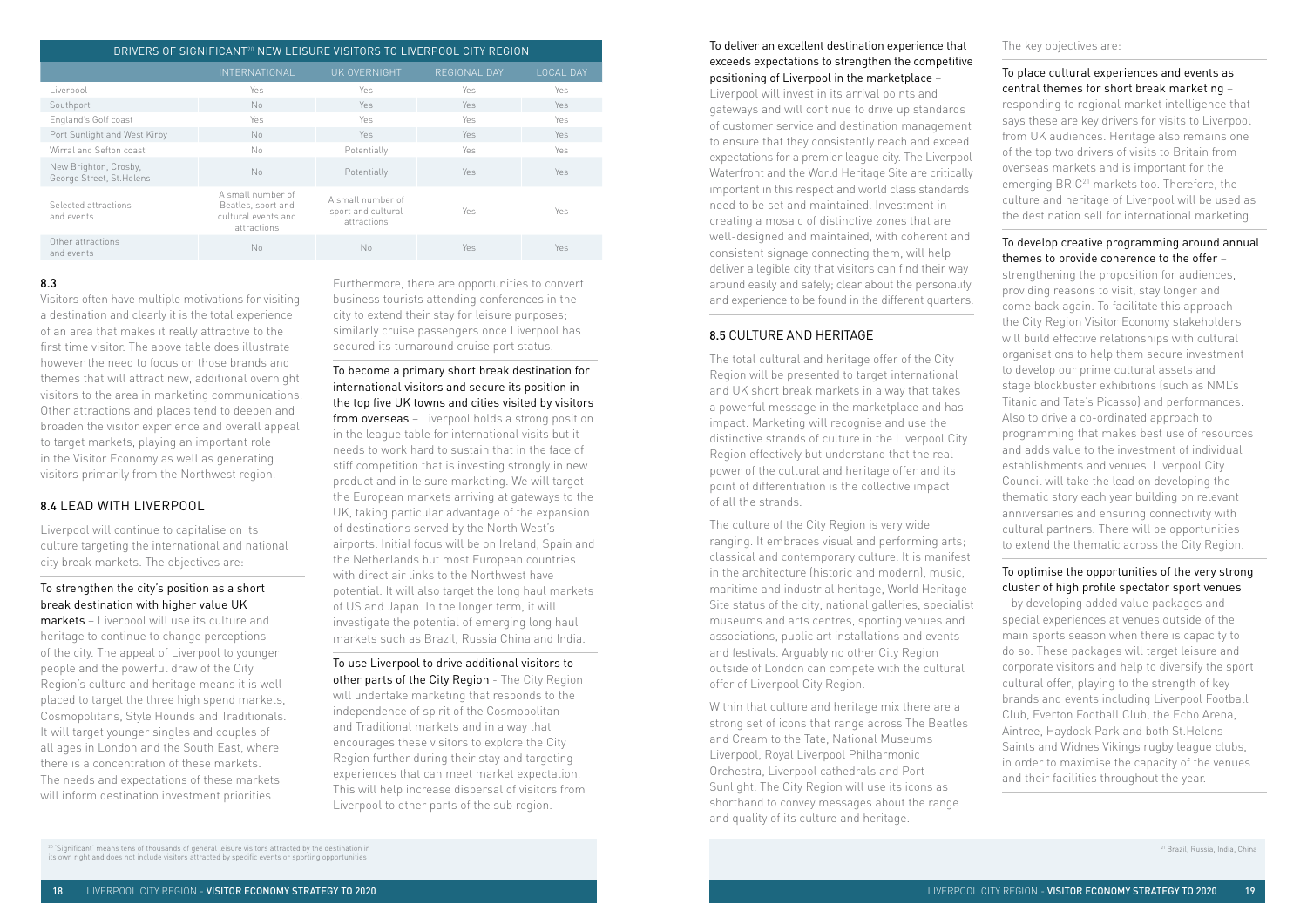| DRIVERS OF SIGNIFICANT[20] NEW LEISURE VISITORS TO LIVERPOOL CITY REGION | | | | |
|---|---|---|---|---|
| | INTERNATIONAL | UK OVERNIGHT | REGIONAL DAY | LOCAL DAY |
| Liverpool | Yes | Yes | Yes | Yes |
| Southport | No | Yes | Yes | Yes |
| England's Golf coast | Yes | Yes | Yes | Yes |
| Port Sunlight and West Kirby | No | Yes | Yes | Yes |
| Wirral and Sefton coast | No | Potentially | Yes | Yes |
| New Brighton, Crosby, George Street, St.Helens | No | Potentially | Yes | Yes |
| Selected attractions and events | A small number of Beatles, sport and cultural events and attractions | A small number of sport and cultural attractions | Yes | Yes |
| Other attractions and events | No | No | Yes | Yes |

## 8.3

Visitors often have multiple motivations for visiting a destination and clearly it is the total experience of an area that makes it really attractive to the first time visitor. The above table does illustrate however the need to focus on those brands and themes that will attract new, additional overnight visitors to the area in marketing communications. Other attractions and places tend to deepen and broaden the visitor experience and overall appeal to target markets, playing an important role in the Visitor Economy as well as generating visitors primarily from the Northwest region.

## 8.4 LEAD WITH LIVERPOOL

Liverpool will continue to capitalise on its culture targeting the international and national city break markets. The objectives are:

To strengthen the city's position as a short break destination with higher value UK markets – Liverpool will use its culture and heritage to continue to change perceptions of the city. The appeal of Liverpool to younger people and the powerful draw of the City Region's culture and heritage means it is well placed to target the three high spend markets, Cosmopolitans, Style Hounds and Traditionals. It will target younger singles and couples of all ages in London and the South East, where there is a concentration of these markets. The needs and expectations of these markets will inform destination investment priorities.

Furthermore, there are opportunities to convert business tourists attending conferences in the city to extend their stay for leisure purposes; similarly cruise passengers once Liverpool has secured its turnaround cruise port status.

To become a primary short break destination for international visitors and secure its position in the top five UK towns and cities visited by visitors from overseas – Liverpool holds a strong position in the league table for international visits but it needs to work hard to sustain that in the face of stiff competition that is investing strongly in new product and in leisure marketing. We will target the European markets arriving at gateways to the UK, taking particular advantage of the expansion of destinations served by the North West's airports. Initial focus will be on Ireland, Spain and the Netherlands but most European countries with direct air links to the Northwest have potential. It will also target the long haul markets of US and Japan. In the longer term, it will investigate the potential of emerging long haul markets such as Brazil, Russia China and India.

To use Liverpool to drive additional visitors to other parts of the City Region - The City Region will undertake marketing that responds to the independence of spirit of the Cosmopolitan and Traditional markets and in a way that encourages these visitors to explore the City Region further during their stay and targeting experiences that can meet market expectation. This will help increase dispersal of visitors from Liverpool to other parts of the sub region.

To deliver an excellent destination experience that exceeds expectations to strengthen the competitive positioning of Liverpool in the marketplace – Liverpool will invest in its arrival points and gateways and will continue to drive up standards of customer service and destination management to ensure that they consistently reach and exceed expectations for a premier league city. The Liverpool Waterfront and the World Heritage Site are critically important in this respect and world class standards need to be set and maintained. Investment in creating a mosaic of distinctive zones that are well-designed and maintained, with coherent and consistent signage connecting them, will help deliver a legible city that visitors can find their way around easily and safely; clear about the personality and experience to be found in the different quarters.

## 8.5 CULTURE AND HERITAGE

The total cultural and heritage offer of the City Region will be presented to target international and UK short break markets in a way that takes a powerful message in the marketplace and has impact. Marketing will recognise and use the distinctive strands of culture in the Liverpool City Region effectively but understand that the real power of the cultural and heritage offer and its point of differentiation is the collective impact of all the strands.

The culture of the City Region is very wide ranging. It embraces visual and performing arts; classical and contemporary culture. It is manifest in the architecture (historic and modern), music, maritime and industrial heritage, World Heritage Site status of the city, national galleries, specialist museums and arts centres, sporting venues and associations, public art installations and events and festivals. Arguably no other City Region outside of London can compete with the cultural offer of Liverpool City Region.

Within that culture and heritage mix there are a strong set of icons that range across The Beatles and Cream to the Tate, National Museums Liverpool, Royal Liverpool Philharmonic Orchestra, Liverpool cathedrals and Port Sunlight. The City Region will use its icons as shorthand to convey messages about the range and quality of its culture and heritage.

The key objectives are:

To place cultural experiences and events as central themes for short break marketing – responding to regional market intelligence that says these are key drivers for visits to Liverpool from UK audiences. Heritage also remains one of the top two drivers of visits to Britain from overseas markets and is important for the emerging BRIC[21] markets too. Therefore, the culture and heritage of Liverpool will be used as the destination sell for international marketing.

To develop creative programming around annual themes to provide coherence to the offer – strengthening the proposition for audiences, providing reasons to visit, stay longer and come back again. To facilitate this approach the City Region Visitor Economy stakeholders will build effective relationships with cultural organisations to help them secure investment to develop our prime cultural assets and stage blockbuster exhibitions (such as NML's Titanic and Tate's Picasso) and performances. Also to drive a co-ordinated approach to programming that makes best use of resources and adds value to the investment of individual establishments and venues. Liverpool City Council will take the lead on developing the thematic story each year building on relevant anniversaries and ensuring connectivity with cultural partners. There will be opportunities to extend the thematic across the City Region.

To optimise the opportunities of the very strong cluster of high profile spectator sport venues – by developing added value packages and special experiences at venues outside of the main sports season when there is capacity to do so. These packages will target leisure and corporate visitors and help to diversify the sport cultural offer, playing to the strength of key brands and events including Liverpool Football Club, Everton Football Club, the Echo Arena, Aintree, Haydock Park and both St.Helens Saints and Widnes Vikings rugby league clubs, in order to maximise the capacity of the venues and their facilities throughout the year.

[20] 'Significant' means tens of thousands of general leisure visitors attracted by the destination in its own right and does not include visitors attracted by specific events or sporting opportunities

[21] Brazil, Russia, India, China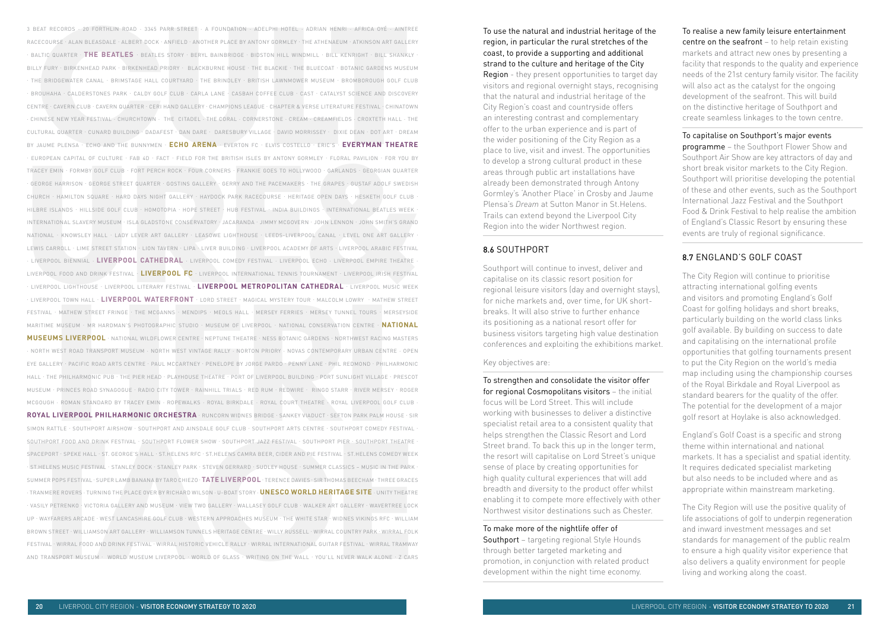3 BEAT RECORDS · 20 FORTHLIN ROAD · 3345 PARR STREET · A FOUNDATION · ADELPHI HOTEL · ADRIAN HENRI · AFRICA OYÉ · AINTREE RACECOURSE · ALAN BLEASDALE · ALBERT DOCK · ANFIELD · ANOTHER PLACE BY ANTONY GORMLEY · THE ATHENAEUM · ATKINSON ART GALLERY · BALTIC QUARTER · **THE BEATLES** · BEATLES STORY · BERYL BAINBRIDGE · BIDSTON HILL WINDMILL · BILL KENRIGHT · BILL SHANKLY · BILLY FURY · BIRKENHEAD PARK · BIRKENHEAD PRIORY · BLACKBURNE HOUSE · THE BLACKIE · THE BLUECOAT · BOTANIC GARDENS MUSEUM · THE BRIDGEWATER CANAL · BRIMSTAGE HALL COURTYARD · THE BRINDLEY · BRITISH LAWNMOWER MUSEUM · BROMBOROUGH GOLF CLUB · BROUHAHA · CALDERSTONES PARK · CALDY GOLF CLUB · CARLA LANE · CASBAH COFFEE CLUB · CAST · CATALYST SCIENCE AND DISCOVERY CENTRE · CAVERN CLUB · CAVERN QUARTER · CERI HAND GALLERY · CHAMPIONS LEAGUE · CHAPTER & VERSE LITERATURE FESTIVAL · CHINATOWN · CHINESE NEW YEAR FESTIVAL · CHURCHTOWN · THE CITADEL · THE CORAL · CORNERSTONE · CREAM · CREAMFIELDS · CROXTETH HALL · THE CULTURAL QUARTER · CUNARD BUILDING · DADAFEST · DAN DARE · DARESBURY VILLAGE · DAVID MORRISSEY · DIXIE DEAN · DOT ART · DREAM BY JAUME PLENSA · ECHO AND THE BUNNYMEN · **ECHO ARENA** · EVERTON FC · ELVIS COSTELLO · ERIC'S · **EVERYMAN THEATRE** · EUROPEAN CAPITAL OF CULTURE · FAB 4D · FACT · FIELD FOR THE BRITISH ISLES BY ANTONY GORMLEY · FLORAL PAVILION · FOR YOU BY TRACEY EMIN · FORMBY GOLF CLUB · FORT PERCH ROCK · FOUR CORNERS · FRANKIE GOES TO HOLLYWOOD · GARLANDS · GEORGIAN QUARTER · GEORGE HARRISON · GEORGE STREET QUARTER · GOSTINS GALLERY · GERRY AND THE PACEMAKERS · THE GRAPES · GUSTAF ADOLF SWEDISH CHURCH · HAMILTON SQUARE · HARD DAYS NIGHT GALLERY · HAYDOCK PARK RACECOURSE · HERITAGE OPEN DAYS · HESKETH GOLF CLUB · HILBRE ISLANDS · HILLSIDE GOLF CLUB · HOMOTOPIA · HOPE STREET · HUB FESTIVAL · INDIA BUILDINGS · INTERNATIONAL BEATLES WEEK · INTERNATIONAL SLAVERY MUSEUM · ISLA GLADSTONE CONSERVATORY · JACARANDA · JIMMY MCGOVERN · JOHN LENNON · JOHN SMITH'S GRAND NATIONAL · KNOWSLEY HALL · LADY LEVER ART GALLERY · LEASOWE LIGHTHOUSE · LEEDS-LIVERPOOL CANAL · LEVEL ONE ART GALLERY · LEWIS CARROLL · LIME STREET STATION · LION TAVERN · LIPA · LIVER BUILDING · LIVERPOOL ACADEMY OF ARTS · LIVERPOOL ARABIC FESTIVAL · LIVERPOOL BIENNIAL · **LIVERPOOL CATHEDRAL** · LIVERPOOL COMEDY FESTIVAL · LIVERPOOL ECHO · LIVERPOOL EMPIRE THEATRE · LIVERPOOL FOOD AND DRINK FESTIVAL · **LIVERPOOL FC** · LIVERPOOL INTERNATIONAL TENNIS TOURNAMENT · LIVERPOOL IRISH FESTIVAL · LIVERPOOL LIGHTHOUSE · LIVERPOOL LITERARY FESTIVAL · **LIVERPOOL METROPOLITAN CATHEDRAL** · LIVERPOOL MUSIC WEEK · LIVERPOOL TOWN HALL · **LIVERPOOL WATERFRONT** · LORD STREET · MAGICAL MYSTERY TOUR · MALCOLM LOWRY · MATHEW STREET FESTIVAL · MATHEW STREET FRINGE · THE MCGANNS · MENDIPS · MEOLS HALL · MERSEY FERRIES · MERSEY TUNNEL TOURS · MERSEYSIDE MARITIME MUSEUM · MR HARDMAN'S PHOTOGRAPHIC STUDIO · MUSEUM OF LIVERPOOL · NATIONAL CONSERVATION CENTRE · **NATIONAL MUSEUMS LIVERPOOL** · NATIONAL WILDFLOWER CENTRE · NEPTUNE THEATRE · NESS BOTANIC GARDENS · NORTHWEST RACING MASTERS · NORTH WEST ROAD TRANSPORT MUSEUM · NORTH WEST VINTAGE RALLY · NORTON PRIORY · NOVAS CONTEMPORARY URBAN CENTRE · OPEN EYE GALLERY · PACIFIC ROAD ARTS CENTRE · PAUL MCCARTNEY · PENELOPE BY JORGE PARDO · PENNY LANE · PHIL REDMOND · PHILHARMONIC HALL · THE PHILHARMONIC PUB · THE PIER HEAD · PLAYHOUSE THEATRE · PORT OF LIVERPOOL BUILDING · PORT SUNLIGHT VILLAGE · PRESCOT MUSEUM · PRINCES ROAD SYNAGOGUE · RADIO CITY TOWER · RAINHILL TRIALS · RED RUM · REDWIRE · RINGO STARR · RIVER MERSEY · ROGER MCGOUGH · ROMAN STANDARD BY TRACEY EMIN · ROPEWALKS · ROYAL BIRKDALE · ROYAL COURT THEATRE · ROYAL LIVERPOOL GOLF CLUB · **ROYAL LIVERPOOL PHILHARMONIC ORCHESTRA** · RUNCORN WIDNES BRIDGE · SANKEY VIADUCT · SEFTON PARK PALM HOUSE · SIR SIMON RATTLE · SOUTHPORT AIRSHOW · SOUTHPORT AND AINSDALE GOLF CLUB · SOUTHPORT ARTS CENTRE · SOUTHPORT COMEDY FESTIVAL · SOUTHPORT FOOD AND DRINK FESTIVAL · SOUTHPORT FLOWER SHOW · SOUTHPORT JAZZ FESTIVAL · SOUTHPORT PIER · SOUTHPORT THEATRE · SPACEPORT · SPEKE HALL · ST. GEORGE'S HALL · ST.HELENS RFC · ST.HELENS CAMRA BEER, CIDER AND PIE FESTIVAL · ST.HELENS COMEDY WEEK · ST.HELENS MUSIC FESTIVAL · STANLEY DOCK · STANLEY PARK · STEVEN GERRARD · SUDLEY HOUSE · SUMMER CLASSICS – MUSIC IN THE PARK · SUMMER POPS FESTIVAL · SUPER LAMB BANANA BY TARO CHIEZO · **TATE LIVERPOOL** · TERENCE DAVIES · SIR THOMAS BEECHAM · THREE GRACES · TRANMERE ROVERS · TURNING THE PLACE OVER BY RICHARD WILSON · U-BOAT STORY · **UNESCO WORLD HERITAGE SITE** · UNITY THEATRE · VASILY PETRENKO · VICTORIA GALLERY AND MUSEUM · VIEW TWO GALLERY · WALLASEY GOLF CLUB · WALKER ART GALLERY · WAVERTREE LOCK UP · WAYFARERS ARCADE · WEST LANCASHIRE GOLF CLUB · WESTERN APPROACHES MUSEUM · THE WHITE STAR · WIDNES VIKINGS RFC · WILLIAM BROWN STREET · WILLIAMSON ART GALLERY · WILLIAMSON TUNNELS HERITAGE CENTRE · WILLY RUSSELL · WIRRAL COUNTRY PARK · WIRRAL FOLK FESTIVAL · WIRRAL FOOD AND DRINK FESTIVAL · WIRRAL HISTORIC VEHICLE RALLY · WIRRAL INTERNATIONAL GUITAR FESTIVAL · WIRRAL TRAMWAY AND TRANSPORT MUSEUM · WORLD MUSEUM LIVERPOOL · WORLD OF GLASS · WRITING ON THE WALL · YOU'LL NEVER WALK ALONE · Z CARS

To use the natural and industrial heritage of the region, in particular the rural stretches of the coast, to provide a supporting and additional strand to the culture and heritage of the City Region - they present opportunities to target day visitors and regional overnight stays, recognising that the natural and industrial heritage of the City Region's coast and countryside offers an interesting contrast and complementary offer to the urban experience and is part of the wider positioning of the City Region as a place to live, visit and invest. The opportunities to develop a strong cultural product in these areas through public art installations have already been demonstrated through Antony Gormley's 'Another Place' in Crosby and Jaume Plensa's *Dream* at Sutton Manor in St.Helens. Trails can extend beyond the Liverpool City Region into the wider Northwest region.

## 8.6 SOUTHPORT

Southport will continue to invest, deliver and capitalise on its classic resort position for regional leisure visitors (day and overnight stays), for niche markets and, over time, for UK short-breaks. It will also strive to further enhance its positioning as a national resort offer for business visitors targeting high value destination conferences and exploiting the exhibitions market.

Key objectives are:

To strengthen and consolidate the visitor offer for regional Cosmopolitans visitors – the initial focus will be Lord Street. This will include working with businesses to deliver a distinctive specialist retail area to a consistent quality that helps strengthen the Classic Resort and Lord Street brand. To back this up in the longer term, the resort will capitalise on Lord Street's unique sense of place by creating opportunities for high quality cultural experiences that will add breadth and diversity to the product offer whilst enabling it to compete more effectively with other Northwest visitor destinations such as Chester.

To make more of the nightlife offer of Southport – targeting regional Style Hounds through better targeted marketing and promotion, in conjunction with related product development within the night time economy.

To realise a new family leisure entertainment centre on the seafront – to help retain existing markets and attract new ones by presenting a facility that responds to the quality and experience needs of the 21st century family visitor. The facility will also act as the catalyst for the ongoing development of the seafront. This will build on the distinctive heritage of Southport and create seamless linkages to the town centre.

To capitalise on Southport's major events programme – the Southport Flower Show and Southport Air Show are key attractors of day and short break visitor markets to the City Region. Southport will prioritise developing the potential of these and other events, such as the Southport International Jazz Festival and the Southport Food & Drink Festival to help realise the ambition of England's Classic Resort by ensuring these events are truly of regional significance.

## 8.7 ENGLAND'S GOLF COAST

The City Region will continue to prioritise attracting international golfing events and visitors and promoting England's Golf Coast for golfing holidays and short breaks, particularly building on the world class links golf available. By building on success to date and capitalising on the international profile opportunities that golfing tournaments present to put the City Region on the world's media map including using the championship courses of the Royal Birkdale and Royal Liverpool as standard bearers for the quality of the offer. The potential for the development of a major golf resort at Hoylake is also acknowledged.

England's Golf Coast is a specific and strong theme within international and national markets. It has a specialist and spatial identity. It requires dedicated specialist marketing but also needs to be included where and as appropriate within mainstream marketing.

The City Region will use the positive quality of life associations of golf to underpin regeneration and inward investment messages and set standards for management of the public realm to ensure a high quality visitor experience that also delivers a quality environment for people living and working along the coast.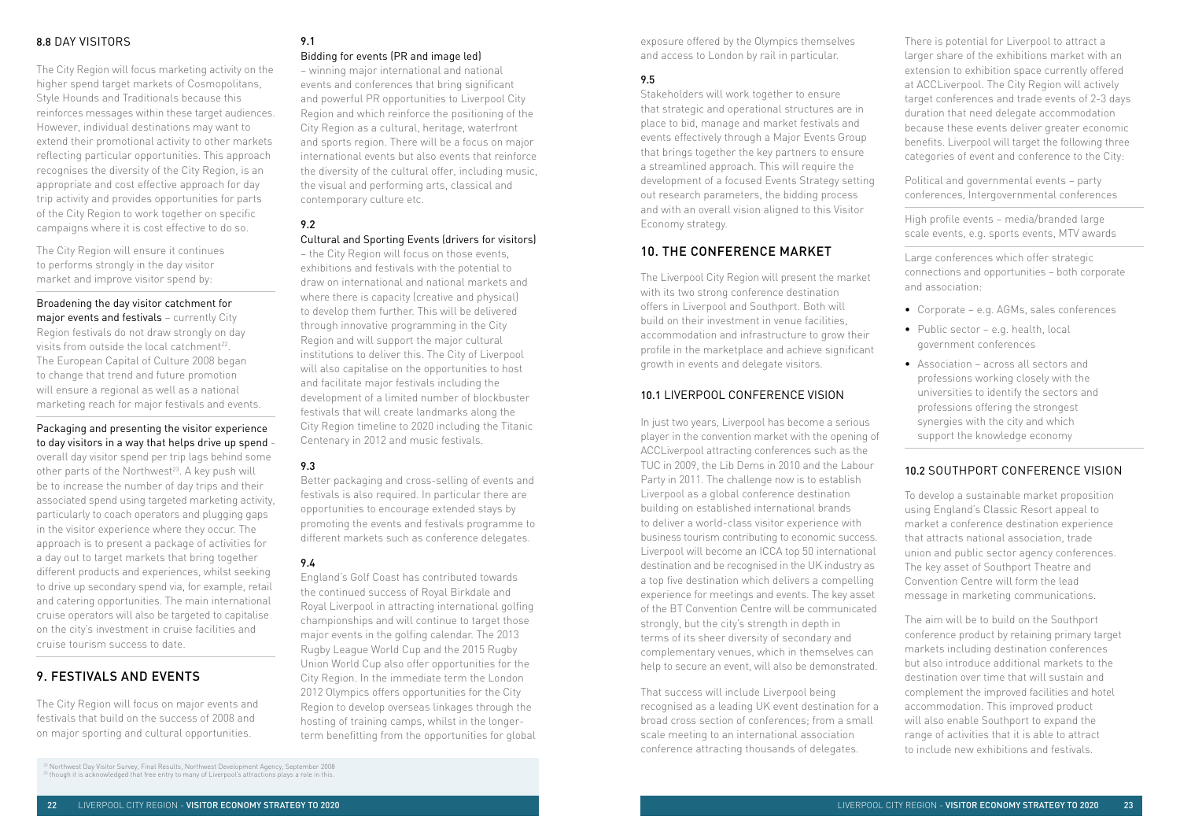### 8.8 DAY VISITORS

The City Region will focus marketing activity on the higher spend target markets of Cosmopolitans, Style Hounds and Traditionals because this reinforces messages within these target audiences. However, individual destinations may want to extend their promotional activity to other markets reflecting particular opportunities. This approach recognises the diversity of the City Region, is an appropriate and cost effective approach for day trip activity and provides opportunities for parts of the City Region to work together on specific campaigns where it is cost effective to do so.

The City Region will ensure it continues to performs strongly in the day visitor market and improve visitor spend by:

Broadening the day visitor catchment for major events and festivals – currently City Region festivals do not draw strongly on day visits from outside the local catchment[22]. The European Capital of Culture 2008 began to change that trend and future promotion will ensure a regional as well as a national marketing reach for major festivals and events.

Packaging and presenting the visitor experience to day visitors in a way that helps drive up spend - overall day visitor spend per trip lags behind some other parts of the Northwest[23]. A key push will be to increase the number of day trips and their associated spend using targeted marketing activity, particularly to coach operators and plugging gaps in the visitor experience where they occur. The approach is to present a package of activities for a day out to target markets that bring together different products and experiences, whilst seeking to drive up secondary spend via, for example, retail and catering opportunities. The main international cruise operators will also be targeted to capitalise on the city's investment in cruise facilities and cruise tourism success to date.

## 9. FESTIVALS AND EVENTS

The City Region will focus on major events and festivals that build on the success of 2008 and on major sporting and cultural opportunities.

### 9.1

Bidding for events (PR and image led) – winning major international and national events and conferences that bring significant and powerful PR opportunities to Liverpool City Region and which reinforce the positioning of the City Region as a cultural, heritage, waterfront and sports region. There will be a focus on major international events but also events that reinforce the diversity of the cultural offer, including music, the visual and performing arts, classical and contemporary culture etc.

### 9.2

Cultural and Sporting Events (drivers for visitors) – the City Region will focus on those events, exhibitions and festivals with the potential to draw on international and national markets and where there is capacity (creative and physical) to develop them further. This will be delivered through innovative programming in the City Region and will support the major cultural institutions to deliver this. The City of Liverpool will also capitalise on the opportunities to host and facilitate major festivals including the development of a limited number of blockbuster festivals that will create landmarks along the City Region timeline to 2020 including the Titanic Centenary in 2012 and music festivals.

### 9.3

Better packaging and cross-selling of events and festivals is also required. In particular there are opportunities to encourage extended stays by promoting the events and festivals programme to different markets such as conference delegates.

### 9.4

England's Golf Coast has contributed towards the continued success of Royal Birkdale and Royal Liverpool in attracting international golfing championships and will continue to target those major events in the golfing calendar. The 2013 Rugby League World Cup and the 2015 Rugby Union World Cup also offer opportunities for the City Region. In the immediate term the London 2012 Olympics offers opportunities for the City Region to develop overseas linkages through the hosting of training camps, whilst in the longer-term benefitting from the opportunities for global exposure offered by the Olympics themselves and access to London by rail in particular.

### 9.5

Stakeholders will work together to ensure that strategic and operational structures are in place to bid, manage and market festivals and events effectively through a Major Events Group that brings together the key partners to ensure a streamlined approach. This will require the development of a focused Events Strategy setting out research parameters, the bidding process and with an overall vision aligned to this Visitor Economy strategy.

## 10. THE CONFERENCE MARKET

The Liverpool City Region will present the market with its two strong conference destination offers in Liverpool and Southport. Both will build on their investment in venue facilities, accommodation and infrastructure to grow their profile in the marketplace and achieve significant growth in events and delegate visitors.

### 10.1 LIVERPOOL CONFERENCE VISION

In just two years, Liverpool has become a serious player in the convention market with the opening of ACCLiverpool attracting conferences such as the TUC in 2009, the Lib Dems in 2010 and the Labour Party in 2011. The challenge now is to establish Liverpool as a global conference destination building on established international brands to deliver a world-class visitor experience with business tourism contributing to economic success. Liverpool will become an ICCA top 50 international destination and be recognised in the UK industry as a top five destination which delivers a compelling experience for meetings and events. The key asset of the BT Convention Centre will be communicated strongly, but the city's strength in depth in terms of its sheer diversity of secondary and complementary venues, which in themselves can help to secure an event, will also be demonstrated.

That success will include Liverpool being recognised as a leading UK event destination for a broad cross section of conferences; from a small scale meeting to an international association conference attracting thousands of delegates.

There is potential for Liverpool to attract a larger share of the exhibitions market with an extension to exhibition space currently offered at ACCLiverpool. The City Region will actively target conferences and trade events of 2-3 days duration that need delegate accommodation because these events deliver greater economic benefits. Liverpool will target the following three categories of event and conference to the City:

Political and governmental events – party conferences, Intergovernmental conferences

High profile events – media/branded large scale events, e.g. sports events, MTV awards

Large conferences which offer strategic connections and opportunities – both corporate and association:

- Corporate – e.g. AGMs, sales conferences
- Public sector – e.g. health, local government conferences
- Association – across all sectors and professions working closely with the universities to identify the sectors and professions offering the strongest synergies with the city and which support the knowledge economy

### 10.2 SOUTHPORT CONFERENCE VISION

To develop a sustainable market proposition using England's Classic Resort appeal to market a conference destination experience that attracts national association, trade union and public sector agency conferences. The key asset of Southport Theatre and Convention Centre will form the lead message in marketing communications.

The aim will be to build on the Southport conference product by retaining primary target markets including destination conferences but also introduce additional markets to the destination over time that will sustain and complement the improved facilities and hotel accommodation. This improved product will also enable Southport to expand the range of activities that it is able to attract to include new exhibitions and festivals.

[22] Northwest Day Visitor Survey, Final Results, Northwest Development Agency, September 2008
[23] though it is acknowledged that free entry to many of Liverpool's attractions plays a role in this.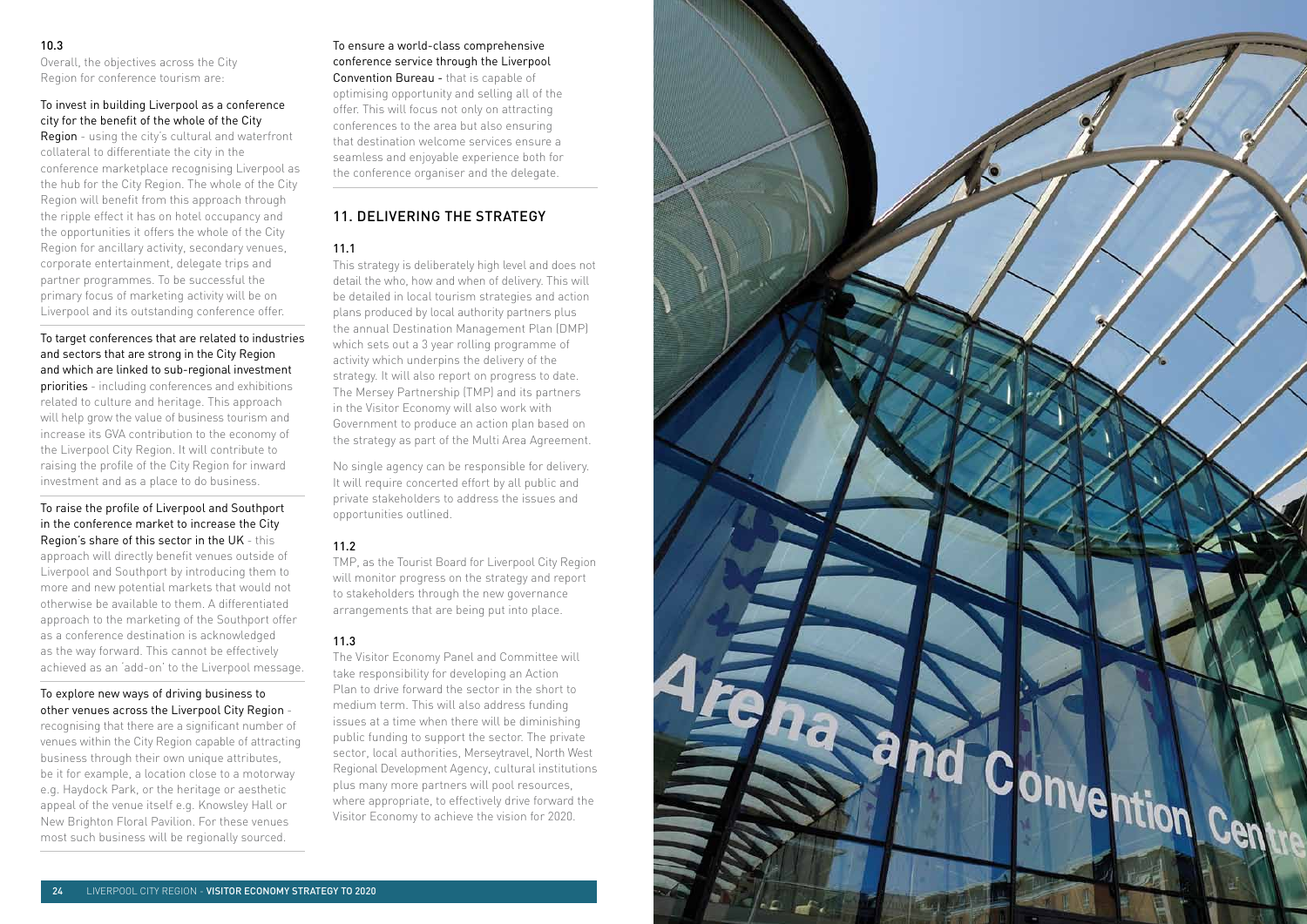10.3

Overall, the objectives across the City Region for conference tourism are:

**To invest in building Liverpool as a conference city for the benefit of the whole of the City Region** - using the city's cultural and waterfront collateral to differentiate the city in the conference marketplace recognising Liverpool as the hub for the City Region. The whole of the City Region will benefit from this approach through the ripple effect it has on hotel occupancy and the opportunities it offers the whole of the City Region for ancillary activity, secondary venues, corporate entertainment, delegate trips and partner programmes. To be successful the primary focus of marketing activity will be on Liverpool and its outstanding conference offer.

**To target conferences that are related to industries and sectors that are strong in the City Region and which are linked to sub-regional investment priorities** - including conferences and exhibitions related to culture and heritage. This approach will help grow the value of business tourism and increase its GVA contribution to the economy of the Liverpool City Region. It will contribute to raising the profile of the City Region for inward investment and as a place to do business.

**To raise the profile of Liverpool and Southport in the conference market to increase the City Region's share of this sector in the UK** - this approach will directly benefit venues outside of Liverpool and Southport by introducing them to more and new potential markets that would not otherwise be available to them. A differentiated approach to the marketing of the Southport offer as a conference destination is acknowledged as the way forward. This cannot be effectively achieved as an 'add-on' to the Liverpool message.

**To explore new ways of driving business to other venues across the Liverpool City Region** - recognising that there are a significant number of venues within the City Region capable of attracting business through their own unique attributes, be it for example, a location close to a motorway e.g. Haydock Park, or the heritage or aesthetic appeal of the venue itself e.g. Knowsley Hall or New Brighton Floral Pavilion. For these venues most such business will be regionally sourced.

**To ensure a world-class comprehensive conference service through the Liverpool Convention Bureau** - that is capable of optimising opportunity and selling all of the offer. This will focus not only on attracting conferences to the area but also ensuring that destination welcome services ensure a seamless and enjoyable experience both for the conference organiser and the delegate.

## 11. DELIVERING THE STRATEGY

11.1

This strategy is deliberately high level and does not detail the who, how and when of delivery. This will be detailed in local tourism strategies and action plans produced by local authority partners plus the annual Destination Management Plan (DMP) which sets out a 3 year rolling programme of activity which underpins the delivery of the strategy. It will also report on progress to date. The Mersey Partnership (TMP) and its partners in the Visitor Economy will also work with Government to produce an action plan based on the strategy as part of the Multi Area Agreement.

No single agency can be responsible for delivery. It will require concerted effort by all public and private stakeholders to address the issues and opportunities outlined.

11.2

TMP, as the Tourist Board for Liverpool City Region will monitor progress on the strategy and report to stakeholders through the new governance arrangements that are being put into place.

11.3

The Visitor Economy Panel and Committee will take responsibility for developing an Action Plan to drive forward the sector in the short to medium term. This will also address funding issues at a time when there will be diminishing public funding to support the sector. The private sector, local authorities, Merseytravel, North West Regional Development Agency, cultural institutions plus many more partners will pool resources, where appropriate, to effectively drive forward the Visitor Economy to achieve the vision for 2020.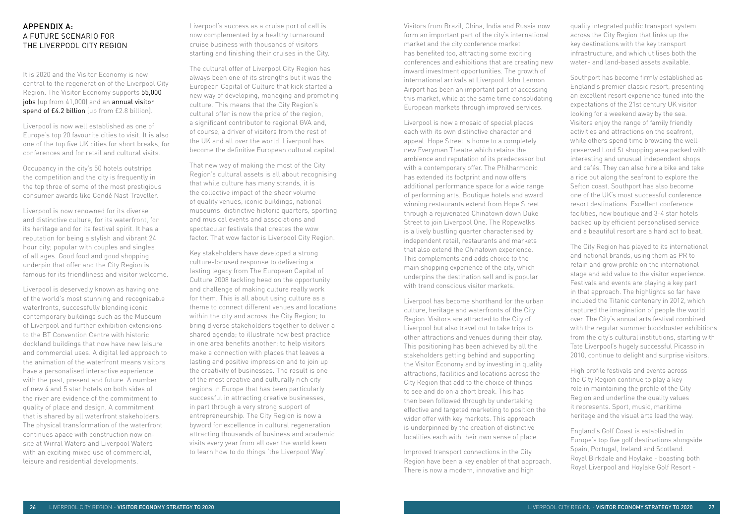## APPENDIX A: A FUTURE SCENARIO FOR THE LIVERPOOL CITY REGION

It is 2020 and the Visitor Economy is now central to the regeneration of the Liverpool City Region. The Visitor Economy supports **55,000 jobs** (up from 41,000) and an **annual visitor spend of £4.2 billion** (up from £2.8 billion).

Liverpool is now well established as one of Europe's top 20 favourite cities to visit. It is also one of the top five UK cities for short breaks, for conferences and for retail and cultural visits.

Occupancy in the city's 50 hotels outstrips the competition and the city is frequently in the top three of some of the most prestigious consumer awards like Condé Nast Traveller.

Liverpool is now renowned for its diverse and distinctive culture, for its waterfront, for its heritage and for its festival spirit. It has a reputation for being a stylish and vibrant 24 hour city; popular with couples and singles of all ages. Good food and good shopping underpin that offer and the City Region is famous for its friendliness and visitor welcome.

Liverpool is deservedly known as having one of the world's most stunning and recognisable waterfronts, successfully blending iconic contemporary buildings such as the Museum of Liverpool and further exhibition extensions to the BT Convention Centre with historic dockland buildings that now have new leisure and commercial uses. A digital led approach to the animation of the waterfront means visitors have a personalised interactive experience with the past, present and future. A number of new 4 and 5 star hotels on both sides of the river are evidence of the commitment to quality of place and design. A commitment that is shared by all waterfront stakeholders. The physical transformation of the waterfront continues apace with construction now on-site at Wirral Waters and Liverpool Waters with an exciting mixed use of commercial, leisure and residential developments.

Liverpool's success as a cruise port of call is now complemented by a healthy turnaround cruise business with thousands of visitors starting and finishing their cruises in the City.

The cultural offer of Liverpool City Region has always been one of its strengths but it was the European Capital of Culture that kick started a new way of developing, managing and promoting culture. This means that the City Region's cultural offer is now the pride of the region, a significant contributor to regional GVA and, of course, a driver of visitors from the rest of the UK and all over the world. Liverpool has become the definitive European cultural capital.

That new way of making the most of the City Region's cultural assets is all about recognising that while culture has many strands, it is the collective impact of the sheer volume of quality venues, iconic buildings, national museums, distinctive historic quarters, sporting and musical events and associations and spectacular festivals that creates the wow factor. That wow factor is Liverpool City Region.

Key stakeholders have developed a strong culture-focused response to delivering a lasting legacy from The European Capital of Culture 2008 tackling head on the opportunity and challenge of making culture really work for them. This is all about using culture as a theme to connect different venues and locations within the city and across the City Region; to bring diverse stakeholders together to deliver a shared agenda; to illustrate how best practice in one area benefits another; to help visitors make a connection with places that leaves a lasting and positive impression and to join up the creativity of businesses. The result is one of the most creative and culturally rich city regions in Europe that has been particularly successful in attracting creative businesses, in part through a very strong support of entrepreneurship. The City Region is now a byword for excellence in cultural regeneration attracting thousands of business and academic visits every year from all over the world keen to learn how to do things 'the Liverpool Way'.

Visitors from Brazil, China, India and Russia now form an important part of the city's international market and the city conference market has benefited too, attracting some exciting conferences and exhibitions that are creating new inward investment opportunities. The growth of international arrivals at Liverpool John Lennon Airport has been an important part of accessing this market, while at the same time consolidating European markets through improved services.

Liverpool is now a mosaic of special places each with its own distinctive character and appeal. Hope Street is home to a completely new Everyman Theatre which retains the ambience and reputation of its predecessor but with a contemporary offer. The Philharmonic has extended its footprint and now offers additional performance space for a wide range of performing arts. Boutique hotels and award winning restaurants extend from Hope Street through a rejuvenated Chinatown down Duke Street to join Liverpool One. The Ropewalks is a lively bustling quarter characterised by independent retail, restaurants and markets that also extend the Chinatown experience. This complements and adds choice to the main shopping experience of the city, which underpins the destination sell and is popular with trend conscious visitor markets.

Liverpool has become shorthand for the urban culture, heritage and waterfronts of the City Region. Visitors are attracted to the City of Liverpool but also travel out to take trips to other attractions and venues during their stay. This positioning has been achieved by all the stakeholders getting behind and supporting the Visitor Economy and by investing in quality attractions, facilities and locations across the City Region that add to the choice of things to see and do on a short break. This has then been followed through by undertaking effective and targeted marketing to position the wider offer with key markets. This approach is underpinned by the creation of distinctive localities each with their own sense of place.

Improved transport connections in the City Region have been a key enabler of that approach. There is now a modern, innovative and high quality integrated public transport system across the City Region that links up the key destinations with the key transport infrastructure, and which utilises both the water- and land-based assets available.

Southport has become firmly established as England's premier classic resort, presenting an excellent resort experience tuned into the expectations of the 21st century UK visitor looking for a weekend away by the sea. Visitors enjoy the range of family friendly activities and attractions on the seafront, while others spend time browsing the well-preserved Lord St shopping area packed with interesting and unusual independent shops and cafés. They can also hire a bike and take a ride out along the seafront to explore the Sefton coast. Southport has also become one of the UK's most successful conference resort destinations. Excellent conference facilities, new boutique and 3-4 star hotels backed up by efficient personalised service and a beautiful resort are a hard act to beat.

The City Region has played to its international and national brands, using them as PR to retain and grow profile on the international stage and add value to the visitor experience. Festivals and events are playing a key part in that approach. The highlights so far have included the Titanic centenary in 2012, which captured the imagination of people the world over. The City's annual arts festival combined with the regular summer blockbuster exhibitions from the city's cultural institutions, starting with Tate Liverpool's hugely successful Picasso in 2010, continue to delight and surprise visitors.

High profile festivals and events across the City Region continue to play a key role in maintaining the profile of the City Region and underline the quality values it represents. Sport, music, maritime heritage and the visual arts lead the way.

England's Golf Coast is established in Europe's top five golf destinations alongside Spain, Portugal, Ireland and Scotland. Royal Birkdale and Hoylake - boasting both Royal Liverpool and Hoylake Golf Resort -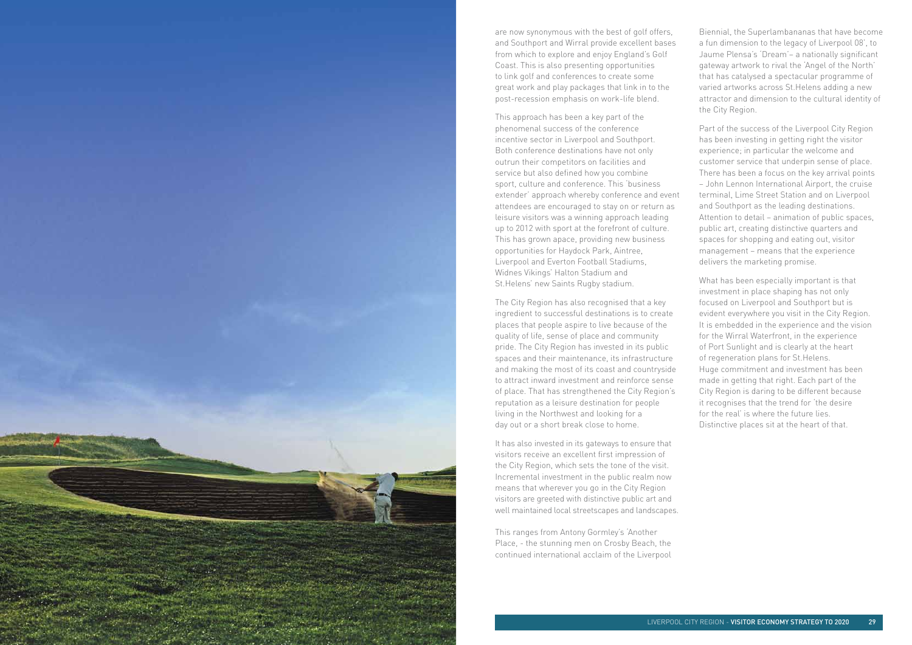are now synonymous with the best of golf offers, and Southport and Wirral provide excellent bases from which to explore and enjoy England's Golf Coast. This is also presenting opportunities to link golf and conferences to create some great work and play packages that link in to the post-recession emphasis on work-life blend.

This approach has been a key part of the phenomenal success of the conference incentive sector in Liverpool and Southport. Both conference destinations have not only outrun their competitors on facilities and service but also defined how you combine sport, culture and conference. This 'business extender' approach whereby conference and event attendees are encouraged to stay on or return as leisure visitors was a winning approach leading up to 2012 with sport at the forefront of culture. This has grown apace, providing new business opportunities for Haydock Park, Aintree, Liverpool and Everton Football Stadiums, Widnes Vikings' Halton Stadium and St.Helens' new Saints Rugby stadium.

The City Region has also recognised that a key ingredient to successful destinations is to create places that people aspire to live because of the quality of life, sense of place and community pride. The City Region has invested in its public spaces and their maintenance, its infrastructure and making the most of its coast and countryside to attract inward investment and reinforce sense of place. That has strengthened the City Region's reputation as a leisure destination for people living in the Northwest and looking for a day out or a short break close to home.

It has also invested in its gateways to ensure that visitors receive an excellent first impression of the City Region, which sets the tone of the visit. Incremental investment in the public realm now means that wherever you go in the City Region visitors are greeted with distinctive public art and well maintained local streetscapes and landscapes.

This ranges from Antony Gormley's 'Another Place, - the stunning men on Crosby Beach, the continued international acclaim of the Liverpool Biennial, the Superlambananas that have become a fun dimension to the legacy of Liverpool 08', to Jaume Plensa's 'Dream'– a nationally significant gateway artwork to rival the 'Angel of the North' that has catalysed a spectacular programme of varied artworks across St.Helens adding a new attractor and dimension to the cultural identity of the City Region.

Part of the success of the Liverpool City Region has been investing in getting right the visitor experience; in particular the welcome and customer service that underpin sense of place. There has been a focus on the key arrival points – John Lennon International Airport, the cruise terminal, Lime Street Station and on Liverpool and Southport as the leading destinations. Attention to detail – animation of public spaces, public art, creating distinctive quarters and spaces for shopping and eating out, visitor management – means that the experience delivers the marketing promise.

What has been especially important is that investment in place shaping has not only focused on Liverpool and Southport but is evident everywhere you visit in the City Region. It is embedded in the experience and the vision for the Wirral Waterfront, in the experience of Port Sunlight and is clearly at the heart of regeneration plans for St.Helens. Huge commitment and investment has been made in getting that right. Each part of the City Region is daring to be different because it recognises that the trend for 'the desire for the real' is where the future lies. Distinctive places sit at the heart of that.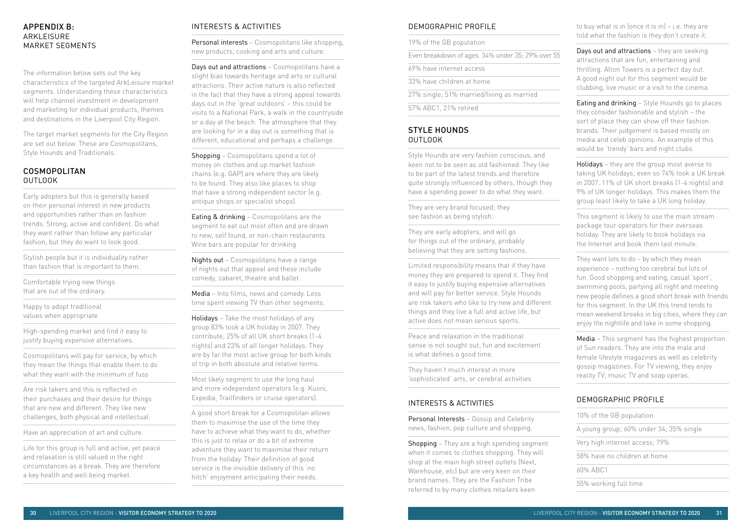# APPENDIX B: ARKLEISURE MARKET SEGMENTS

The information below sets out the key characteristics of the targeted ArkLeisure market segments. Understanding these characteristics will help channel investment in development and marketing for individual products, themes and destinations in the Liverpool City Region.

The target market segments for the City Region are set out below. These are Cosmopolitans, Style Hounds and Traditionals.

## COSMOPOLITAN

### OUTLOOK

Early adopters but this is generally based on their personal interest in new products and opportunities rather than on fashion trends. Strong, active and confident. Do what they want rather than follow any particular fashion, but they do want to look good.

Stylish people but it is individuality rather than fashion that is important to them.

Comfortable trying new things that are out of the ordinary.

Happy to adopt traditional values when appropriate.

High-spending market and find it easy to justify buying expensive alternatives.

Cosmopolitans will pay for service, by which they mean the things that enable them to do what they want with the minimum of fuss

Are risk takers and this is reflected in their purchases and their desire for things that are new and different. They like new challenges, both physical and intellectual.

Have an appreciation of art and culture.

Life for this group is full and active, yet peace and relaxation is still valued in the right circumstances as a break. They are therefore a key health and well being market.

### INTERESTS & ACTIVITIES

**Personal interests** – Cosmopolitans like shopping, new products, cooking and arts and culture.

**Days out and attractions** – Cosmopolitans have a slight bias towards heritage and arts or cultural attractions. Their active nature is also reflected in the fact that they have a strong appeal towards days out in the 'great outdoors' – this could be visits to a National Park, a walk in the countryside or a day at the beach. The atmosphere that they are looking for in a day out is something that is different, educational and perhaps a challenge.

**Shopping** – Cosmopolitans spend a lot of money on clothes and up market fashion chains (e.g. GAP) are where they are likely to be found. They also like places to shop that have a strong independent sector (e.g. antique shops or specialist shops).

**Eating & drinking** – Cosmopolitans are the segment to eat out most often and are drawn to new, self found, or non-chain restaurants. Wine bars are popular for drinking

**Nights out** – Cosmopolitans have a range of nights out that appeal and these include comedy, cabaret, theatre and ballet.

**Media** – Into films, news and comedy. Less time spent viewing TV than other segments.

**Holidays** – Take the most holidays of any group 83% took a UK holiday in 2007. They contribute; 25% of all UK short breaks (1-4 nights) and 23% of all longer holidays. They are by far the most active group for both kinds of trip in both absolute and relative terms.

Most likely segment to use the long haul and more independent operators (e.g. Kuoni, Expedia, Trailfinders or cruise operators).

A good short break for a Cosmopolitan allows them to maximise the use of the time they have to achieve what they want to do, whether this is just to relax or do a bit of extreme adventure they want to maximise their return from the holiday. Their definition of good service is the invisible delivery of this 'no hitch' enjoyment anticipating their needs.

### DEMOGRAPHIC PROFILE

19% of the GB population

Even breakdown of ages. 34% under 35; 29% over 55

69% have internet access

33% have children at home

27% single; 51% married/living as married

57% ABC1, 21% retired

## STYLE HOUNDS

### OUTLOOK

Style Hounds are very fashion conscious, and keen not to be seen as old fashioned. They like to be part of the latest trends and therefore quite strongly influenced by others, though they have a spending power to do what they want.

They are very brand focused; they see fashion as being stylish.

They are early adopters, and will go for things out of the ordinary, probably believing that they are setting fashions.

Limited responsibility means that if they have money they are prepared to spend it. They find it easy to justify buying expensive alternatives and will pay for better service. Style Hounds are risk takers who like to try new and different things and they live a full and active life, but active does not mean serious sports.

Peace and relaxation in the traditional sense is not sought out; fun and excitement is what defines a good time.

They haven't much interest in more 'sophisticated' arts, or cerebral activities

### INTERESTS & ACTIVITIES

**Personal Interests** – Gossip and Celebrity news, fashion, pop culture and shopping.

**Shopping** – They are a high spending segment when it comes to clothes shopping. They will shop at the main high street outlets (Next, Warehouse, etc) but are very keen on their brand names. They are the Fashion Tribe referred to by many clothes retailers keen to buy what is in (once it is in) – i.e. they are told what the fashion is they don't create it.

**Days out and attractions** – they are seeking attractions that are fun, entertaining and thrilling. Alton Towers is a perfect day out. A good night out for this segment would be clubbing, live music or a visit to the cinema.

**Eating and drinking** – Style Hounds go to places they consider fashionable and stylish – the sort of place they can show off their fashion brands. Their judgement is based mostly on media and celeb opinions. An example of this would be 'trendy' bars and night clubs.

**Holidays** – they are the group most averse to taking UK holidays; even so 74% took a UK break in 2007. 11% of UK short breaks (1-4 nights) and 9% of UK longer holidays. This makes them the group least likely to take a UK long holiday.

This segment is likely to use the main stream package tour operators for their overseas holiday. They are likely to book holidays via the Internet and book them last minute.

They want lots to do – by which they mean experience – nothing too cerebral but lots of fun. Good shopping and eating, casual 'sport', swimming pools, partying all night and meeting new people defines a good short break with friends for this segment. In the UK this trend tends to mean weekend breaks in big cities, where they can enjoy the nightlife and take in some shopping.

**Media** – This segment has the highest proportion of Sun readers. They are into the male and female lifestyle magazines as well as celebrity gossip magazines. For TV viewing, they enjoy reality TV, music TV and soap operas.

### DEMOGRAPHIC PROFILE

10% of the GB population

A young group; 60% under 34; 35% single

Very high internet access; 79%

58% have no children at home

60% ABC1

55% working full time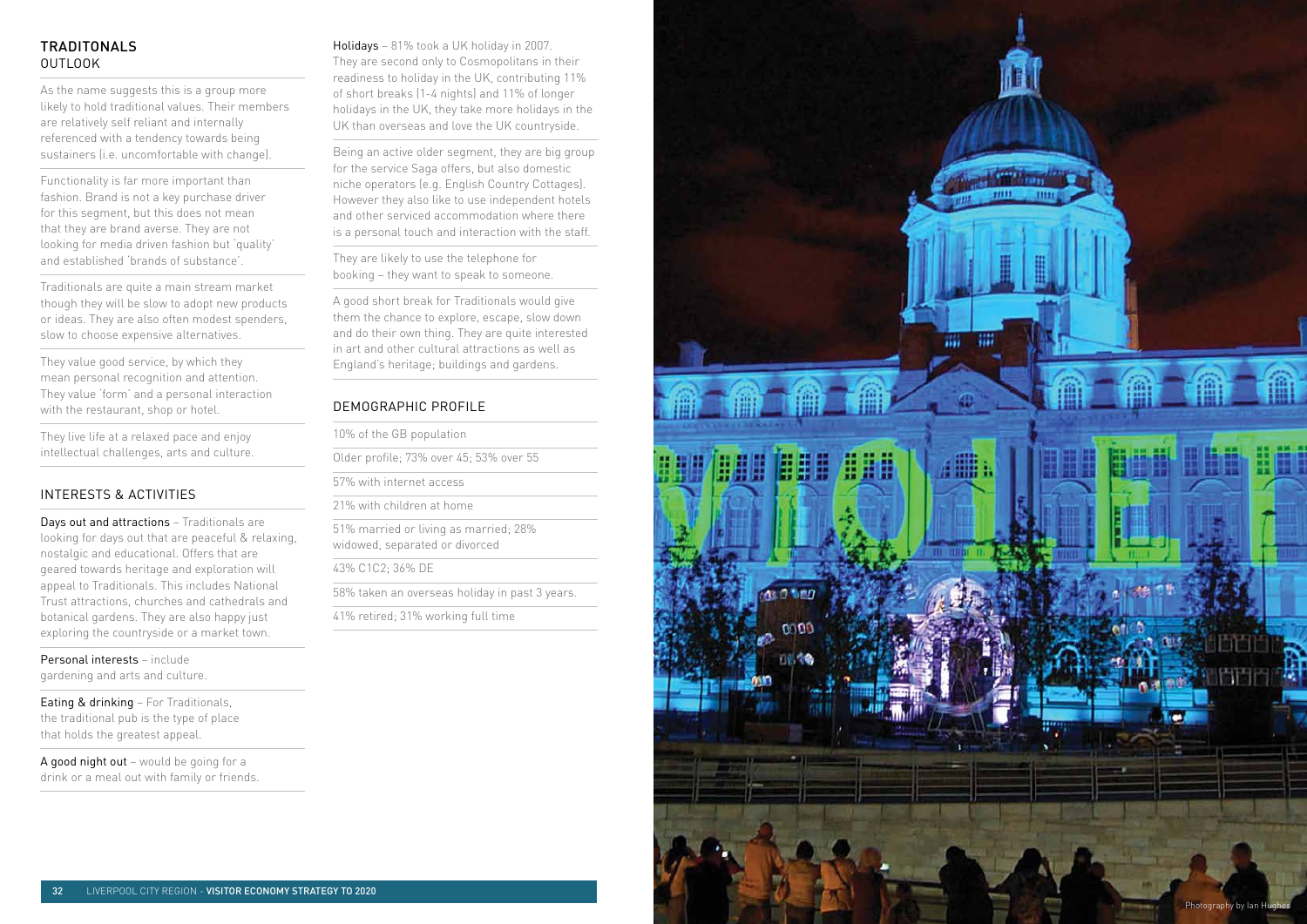## TRADITONALS

### OUTLOOK

As the name suggests this is a group more likely to hold traditional values. Their members are relatively self reliant and internally referenced with a tendency towards being sustainers (i.e. uncomfortable with change).

Functionality is far more important than fashion. Brand is not a key purchase driver for this segment, but this does not mean that they are brand averse. They are not looking for media driven fashion but 'quality' and established 'brands of substance'.

Traditionals are quite a main stream market though they will be slow to adopt new products or ideas. They are also often modest spenders, slow to choose expensive alternatives.

They value good service, by which they mean personal recognition and attention. They value 'form' and a personal interaction with the restaurant, shop or hotel.

They live life at a relaxed pace and enjoy intellectual challenges, arts and culture.

### INTERESTS & ACTIVITIES

**Days out and attractions** – Traditionals are looking for days out that are peaceful & relaxing, nostalgic and educational. Offers that are geared towards heritage and exploration will appeal to Traditionals. This includes National Trust attractions, churches and cathedrals and botanical gardens. They are also happy just exploring the countryside or a market town.

**Personal interests** – include gardening and arts and culture.

**Eating & drinking** – For Traditionals, the traditional pub is the type of place that holds the greatest appeal.

**A good night out** – would be going for a drink or a meal out with family or friends.

**Holidays** – 81% took a UK holiday in 2007. They are second only to Cosmopolitans in their readiness to holiday in the UK, contributing 11% of short breaks (1-4 nights) and 11% of longer holidays in the UK, they take more holidays in the UK than overseas and love the UK countryside.

Being an active older segment, they are big group for the service Saga offers, but also domestic niche operators (e.g. English Country Cottages). However they also like to use independent hotels and other serviced accommodation where there is a personal touch and interaction with the staff.

They are likely to use the telephone for booking – they want to speak to someone.

A good short break for Traditionals would give them the chance to explore, escape, slow down and do their own thing. They are quite interested in art and other cultural attractions as well as England's heritage; buildings and gardens.

### DEMOGRAPHIC PROFILE

- 10% of the GB population
- Older profile; 73% over 45; 53% over 55
- 57% with internet access
- 21% with children at home
- 51% married or living as married; 28% widowed, separated or divorced
- 43% C1C2; 36% DE
- 58% taken an overseas holiday in past 3 years.
- 41% retired; 31% working full time

Photography by Ian Hughes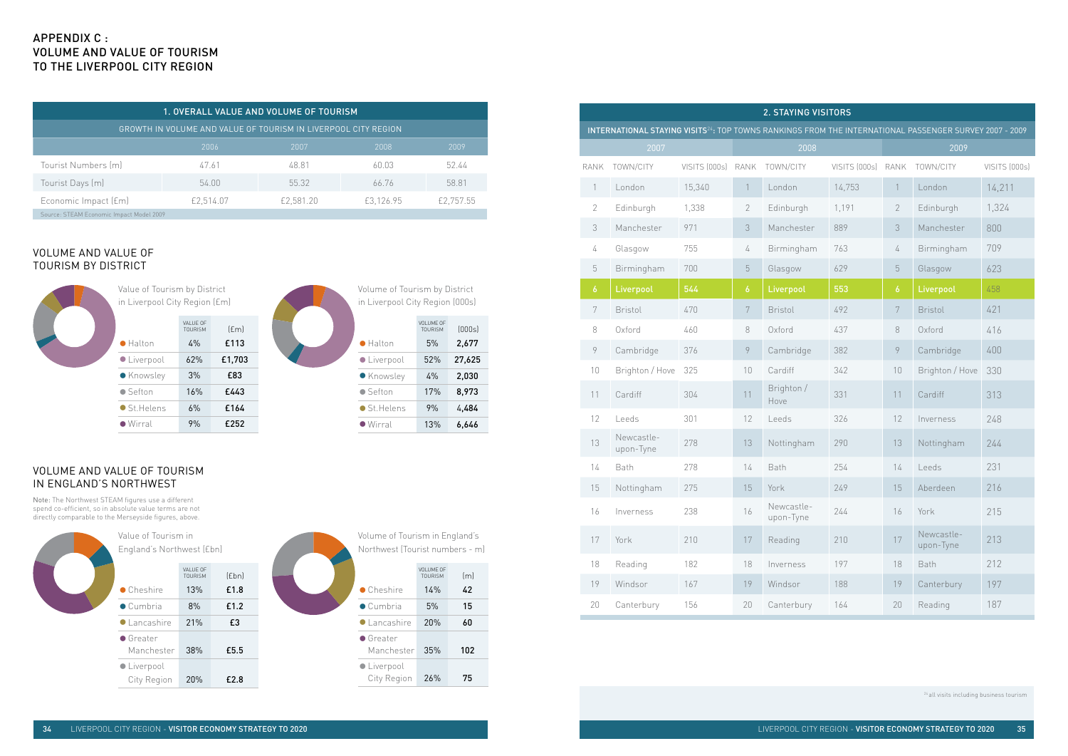# APPENDIX C : VOLUME AND VALUE OF TOURISM TO THE LIVERPOOL CITY REGION

## 1. OVERALL VALUE AND VOLUME OF TOURISM

GROWTH IN VOLUME AND VALUE OF TOURISM IN LIVERPOOL CITY REGION

| | 2006 | 2007 | 2008 | 2009 |
|---|---|---|---|---|
| Tourist Numbers (m) | 47.61 | 48.81 | 60.03 | 52.44 |
| Tourist Days (m) | 54.00 | 55.32 | 66.76 | 58.81 |
| Economic Impact (£m) | £2,514.07 | £2,581.20 | £3,126.95 | £2,757.55 |

Source: STEAM Economic Impact Model 2009

## VOLUME AND VALUE OF TOURISM BY DISTRICT

Value of Tourism by District in Liverpool City Region (£m)

| | VALUE OF TOURISM | (£m) |
|---|---|---|
| Halton | 4% | £113 |
| Liverpool | 62% | £1,703 |
| Knowsley | 3% | £83 |
| Sefton | 16% | £443 |
| St.Helens | 6% | £164 |
| Wirral | 9% | £252 |

Volume of Tourism by District in Liverpool City Region (000s)

| | VOLUME OF TOURISM | (000s) |
|---|---|---|
| Halton | 5% | 2,677 |
| Liverpool | 52% | 27,625 |
| Knowsley | 4% | 2,030 |
| Sefton | 17% | 8,973 |
| St.Helens | 9% | 4,484 |
| Wirral | 13% | 6,646 |

## VOLUME AND VALUE OF TOURISM IN ENGLAND'S NORTHWEST

Note: The Northwest STEAM figures use a different spend co-efficient, so in absolute value terms are not directly comparable to the Merseyside figures, above.

Value of Tourism in England's Northwest (£bn)

| | VALUE OF TOURISM | (£bn) |
|---|---|---|
| Cheshire | 13% | £1.8 |
| Cumbria | 8% | £1.2 |
| Lancashire | 21% | £3 |
| Greater Manchester | 38% | £5.5 |
| Liverpool City Region | 20% | £2.8 |

Volume of Tourism in England's Northwest (Tourist numbers - m)

| | VOLUME OF TOURISM | (m) |
|---|---|---|
| Cheshire | 14% | 42 |
| Cumbria | 5% | 15 |
| Lancashire | 20% | 60 |
| Greater Manchester | 35% | 102 |
| Liverpool City Region | 26% | 75 |

## 2. STAYING VISITORS

INTERNATIONAL STAYING VISITS[24]: TOP TOWNS RANKINGS FROM THE INTERNATIONAL PASSENGER SURVEY 2007 - 2009

| 2007 | | | 2008 | | | 2009 | | |
|---|---|---|---|---|---|---|---|---|
| RANK | TOWN/CITY | VISITS (000s) | RANK | TOWN/CITY | VISITS (000s) | RANK | TOWN/CITY | VISITS (000s) |
| 1 | London | 15,340 | 1 | London | 14,753 | 1 | London | 14,211 |
| 2 | Edinburgh | 1,338 | 2 | Edinburgh | 1,191 | 2 | Edinburgh | 1,324 |
| 3 | Manchester | 971 | 3 | Manchester | 889 | 3 | Manchester | 800 |
| 4 | Glasgow | 755 | 4 | Birmingham | 763 | 4 | Birmingham | 709 |
| 5 | Birmingham | 700 | 5 | Glasgow | 629 | 5 | Glasgow | 623 |
| **6** | **Liverpool** | **544** | **6** | **Liverpool** | **553** | **6** | **Liverpool** | **458** |
| 7 | Bristol | 470 | 7 | Bristol | 492 | 7 | Bristol | 421 |
| 8 | Oxford | 460 | 8 | Oxford | 437 | 8 | Oxford | 416 |
| 9 | Cambridge | 376 | 9 | Cambridge | 382 | 9 | Cambridge | 400 |
| 10 | Brighton / Hove | 325 | 10 | Cardiff | 342 | 10 | Brighton / Hove | 330 |
| 11 | Cardiff | 304 | 11 | Brighton / Hove | 331 | 11 | Cardiff | 313 |
| 12 | Leeds | 301 | 12 | Leeds | 326 | 12 | Inverness | 248 |
| 13 | Newcastle-upon-Tyne | 278 | 13 | Nottingham | 290 | 13 | Nottingham | 244 |
| 14 | Bath | 278 | 14 | Bath | 254 | 14 | Leeds | 231 |
| 15 | Nottingham | 275 | 15 | York | 249 | 15 | Aberdeen | 216 |
| 16 | Inverness | 238 | 16 | Newcastle-upon-Tyne | 244 | 16 | York | 215 |
| 17 | York | 210 | 17 | Reading | 210 | 17 | Newcastle-upon-Tyne | 213 |
| 18 | Reading | 182 | 18 | Inverness | 197 | 18 | Bath | 212 |
| 19 | Windsor | 167 | 19 | Windsor | 188 | 19 | Canterbury | 197 |
| 20 | Canterbury | 156 | 20 | Canterbury | 164 | 20 | Reading | 187 |

[24] all visits including business tourism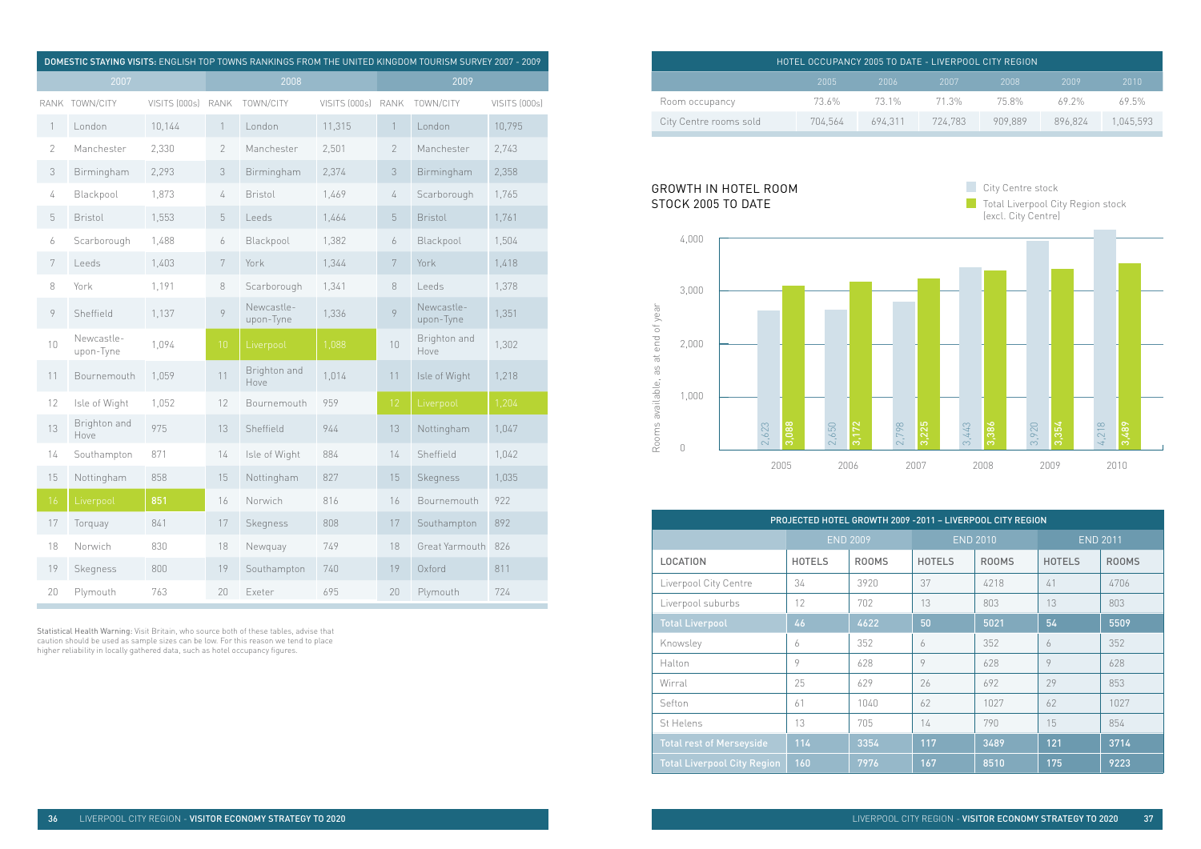## DOMESTIC STAYING VISITS: ENGLISH TOP TOWNS RANKINGS FROM THE UNITED KINGDOM TOURISM SURVEY 2007 - 2009

| 2007 | | | 2008 | | | 2009 | | |
|---|---|---|---|---|---|---|---|---|
| RANK | TOWN/CITY | VISITS (000s) | RANK | TOWN/CITY | VISITS (000s) | RANK | TOWN/CITY | VISITS (000s) |
| 1 | London | 10,144 | 1 | London | 11,315 | 1 | London | 10,795 |
| 2 | Manchester | 2,330 | 2 | Manchester | 2,501 | 2 | Manchester | 2,743 |
| 3 | Birmingham | 2,293 | 3 | Birmingham | 2,374 | 3 | Birmingham | 2,358 |
| 4 | Blackpool | 1,873 | 4 | Bristol | 1,469 | 4 | Scarborough | 1,765 |
| 5 | Bristol | 1,553 | 5 | Leeds | 1,464 | 5 | Bristol | 1,761 |
| 6 | Scarborough | 1,488 | 6 | Blackpool | 1,382 | 6 | Blackpool | 1,504 |
| 7 | Leeds | 1,403 | 7 | York | 1,344 | 7 | York | 1,418 |
| 8 | York | 1,191 | 8 | Scarborough | 1,341 | 8 | Leeds | 1,378 |
| 9 | Sheffield | 1,137 | 9 | Newcastle-upon-Tyne | 1,336 | 9 | Newcastle-upon-Tyne | 1,351 |
| 10 | Newcastle-upon-Tyne | 1,094 | 10 | Liverpool | 1,088 | 10 | Brighton and Hove | 1,302 |
| 11 | Bournemouth | 1,059 | 11 | Brighton and Hove | 1,014 | 11 | Isle of Wight | 1,218 |
| 12 | Isle of Wight | 1,052 | 12 | Bournemouth | 959 | 12 | Liverpool | 1,204 |
| 13 | Brighton and Hove | 975 | 13 | Sheffield | 944 | 13 | Nottingham | 1,047 |
| 14 | Southampton | 871 | 14 | Isle of Wight | 884 | 14 | Sheffield | 1,042 |
| 15 | Nottingham | 858 | 15 | Nottingham | 827 | 15 | Skegness | 1,035 |
| 16 | Liverpool | 851 | 16 | Norwich | 816 | 16 | Bournemouth | 922 |
| 17 | Torquay | 841 | 17 | Skegness | 808 | 17 | Southampton | 892 |
| 18 | Norwich | 830 | 18 | Newquay | 749 | 18 | Great Yarmouth | 826 |
| 19 | Skegness | 800 | 19 | Southampton | 740 | 19 | Oxford | 811 |
| 20 | Plymouth | 763 | 20 | Exeter | 695 | 20 | Plymouth | 724 |

Statistical Health Warning: Visit Britain, who source both of these tables, advise that caution should be used as sample sizes can be low. For this reason we tend to place higher reliability in locally gathered data, such as hotel occupancy figures.

## HOTEL OCCUPANCY 2005 TO DATE - LIVERPOOL CITY REGION

| | 2005 | 2006 | 2007 | 2008 | 2009 | 2010 |
|---|---|---|---|---|---|---|
| Room occupancy | 73.6% | 73.1% | 71.3% | 75.8% | 69.2% | 69.5% |
| City Centre rooms sold | 704,564 | 694,311 | 724,783 | 909,889 | 896,824 | 1,045,593 |

## GROWTH IN HOTEL ROOM STOCK 2005 TO DATE

Rooms available, as at end of year

| Year | City Centre stock | Total Liverpool City Region stock (excl. City Centre) |
|---|---|---|
| 2005 | 2,623 | 3,088 |
| 2006 | 2,650 | 3,172 |
| 2007 | 2,798 | 3,225 |
| 2008 | 3,443 | 3,386 |
| 2009 | 3,920 | 3,354 |
| 2010 | 4,218 | 3,489 |

## PROJECTED HOTEL GROWTH 2009 -2011 – LIVERPOOL CITY REGION

| | END 2009 | | END 2010 | | END 2011 | |
|---|---|---|---|---|---|---|
| LOCATION | HOTELS | ROOMS | HOTELS | ROOMS | HOTELS | ROOMS |
| Liverpool City Centre | 34 | 3920 | 37 | 4218 | 41 | 4706 |
| Liverpool suburbs | 12 | 702 | 13 | 803 | 13 | 803 |
| **Total Liverpool** | **46** | **4622** | **50** | **5021** | **54** | **5509** |
| Knowsley | 6 | 352 | 6 | 352 | 6 | 352 |
| Halton | 9 | 628 | 9 | 628 | 9 | 628 |
| Wirral | 25 | 629 | 26 | 692 | 29 | 853 |
| Sefton | 61 | 1040 | 62 | 1027 | 62 | 1027 |
| St Helens | 13 | 705 | 14 | 790 | 15 | 854 |
| **Total rest of Merseyside** | **114** | **3354** | **117** | **3489** | **121** | **3714** |
| **Total Liverpool City Region** | **160** | **7976** | **167** | **8510** | **175** | **9223** |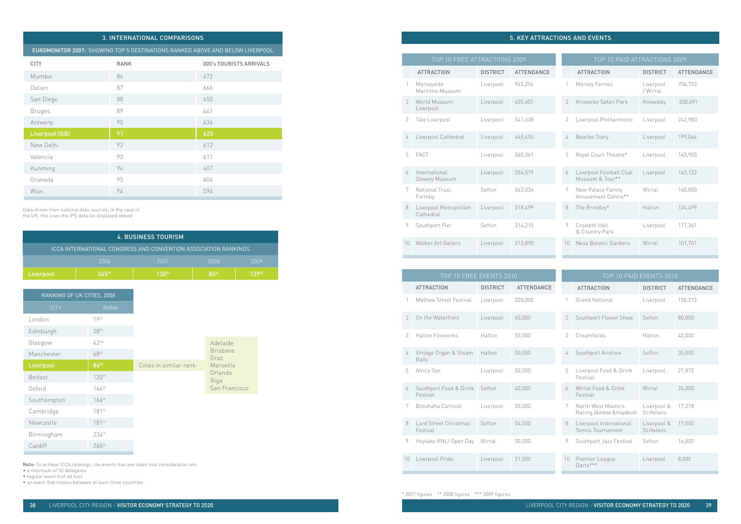## 3. INTERNATIONAL COMPARISONS

EUROMONITOR 2007: SHOWING TOP 5 DESTINATIONS RANKED ABOVE AND BELOW LIVERPOOL

| CITY | RANK | 000's TOURISTS ARRIVALS |
|---|---|---|
| Mumbai | 86 | 672 |
| Dalian | 87 | 666 |
| San Diego | 88 | 650 |
| Bruges | 89 | 641 |
| Antwerp | 90 | 636 |
| **Liverpool (GB)** | **91** | **625** |
| New Delhi | 92 | 612 |
| Valencia | 93 | 611 |
| Kunming | 94 | 607 |
| Granada | 95 | 606 |
| Wuxi | 96 | 594 |

Data drawn from national data sources; in the case of the UK, this uses the IPS data (as displayed above)

## 4. BUSINESS TOURISM

ICCA INTERNATIONAL CONGRESS AND CONVENTION ASSOCIATION RANKINGS

| | 2006 | 2007 | 2008 | 2009 |
|---|---|---|---|---|
| **Liverpool** | **245th** | **130th** | **86th** | **139th** |

RANKING OF UK CITIES, 2008

| CITY | RANK |
|---|---|
| London | 19th |
| Edinburgh | 28th |
| Glasgow | 42nd |
| Manchester | 68th |
| **Liverpool** | **86th** |
| Belfast | 120th |
| Oxford | 164th |
| Southampton | 164th |
| Cambridge | 181st |
| Newcastle | 181st |
| Birmingham | 234th |
| Cardiff | 265th |

Cities in similar rank: Adelaide, Brisbane, Graz, Marseille, Orlando, Riga, San Francisco

**Note:** To achieve ICCA rankings, the events that are taken into consideration are:
- a minimum of 50 delegates
- regular event (not ad hoc)
- an event that rotates between at least three countries

## 5. KEY ATTRACTIONS AND EVENTS

TOP 10 FREE ATTRACTIONS 2009

| | ATTRACTION | DISTRICT | ATTENDANCE |
|---|---|---|---|
| 1 | Merseyside Maritime Museum | Liverpool | 945,254 |
| 2 | World Museum Liverpool | Liverpool | 605,601 |
| 3 | Tate Liverpool | Liverpool | 541,638 |
| 4 | Liverpool Cathedral | Liverpool | 465,455 |
| 5 | FACT | Liverpool | 360,361 |
| 6 | International Slavery Museum | Liverpool | 354,579 |
| 7 | National Trust, Formby | Sefton | 343,034 |
| 8 | Liverpool Metropolitan Cathedral | Liverpool | 318,499 |
| 9 | Southport Pier | Sefton | 314,215 |
| 10 | Walker Art Gallery | Liverpool | 213,890 |

TOP 10 PAID ATTRACTIONS 2009

| | ATTRACTION | DISTRICT | ATTENDANCE |
|---|---|---|---|
| 1 | Mersey Ferries | Liverpool / Wirral | 706,752 |
| 2 | Knowsley Safari Park | Knowsley | 530,691 |
| 3 | Liverpool Philharmonic | Liverpool | 242,980 |
| 4 | Beatles Story | Liverpool | 199,064 |
| 5 | Royal Court Theatre* | Liverpool | 143,905 |
| 6 | Liverpool Football Club Museum & Tour** | Liverpool | 143,122 |
| 7 | New Palace Family Amusement Centre** | Wirral | 140,000 |
| 8 | The Brindley* | Halton | 124,499 |
| 9 | Croxteth Hall & Country Park | Liverpool | 117,361 |
| 10 | Ness Botanic Gardens | Wirral | 101,701 |

TOP 10 FREE EVENTS 2010

| | ATTRACTION | DISTRICT | ATTENDANCE |
|---|---|---|---|
| 1 | Mathew Street Festival | Liverpool | 320,000 |
| 2 | On the Waterfront | Liverpool | 65,000 |
| 3 | Halton Fireworks | Halton | 55,000 |
| 4 | Vintage Organ & Steam Rally | Halton | 50,000 |
| 5 | Africa Oye | Liverpool | 50,000 |
| 6 | Southport Food & Drink Festival | Sefton | 40,000 |
| 7 | Brouhaha Carnival | Liverpool | 35,000 |
| 8 | Lord Street Christmas Festival | Sefton | 34,000 |
| 9 | Hoylake RNLI Open Day | Wirral | 30,000 |
| 10 | Liverpool Pride | Liverpool | 21,000 |

TOP 10 PAID EVENTS 2010

| | ATTRACTION | DISTRICT | ATTENDANCE |
|---|---|---|---|
| 1 | Grand National | Liverpool | 150,213 |
| 2 | Southport Flower Show | Sefton | 80,000 |
| 3 | Creamfields | Halton | 40,000 |
| 4 | Southport Airshow | Sefton | 35,000 |
| 5 | Liverpool Food & Drink Festival | Liverpool | 27,872 |
| 6 | Wirral Food & Drink Festival | Wirral | 24,000 |
| 7 | North West Masters Racing (Aintree & Haydock) | Liverpool & St.Helens | 17,218 |
| 8 | Liverpool International Tennis Tournament | Liverpool & St.Helens | 17,000 |
| 9 | Southport Jazz Festival | Sefton | 16,000 |
| 10 | Premier League Darts*** | Liverpool | 8,000 |

\* 2007 figures  ** 2008 figures  *** 2009 figures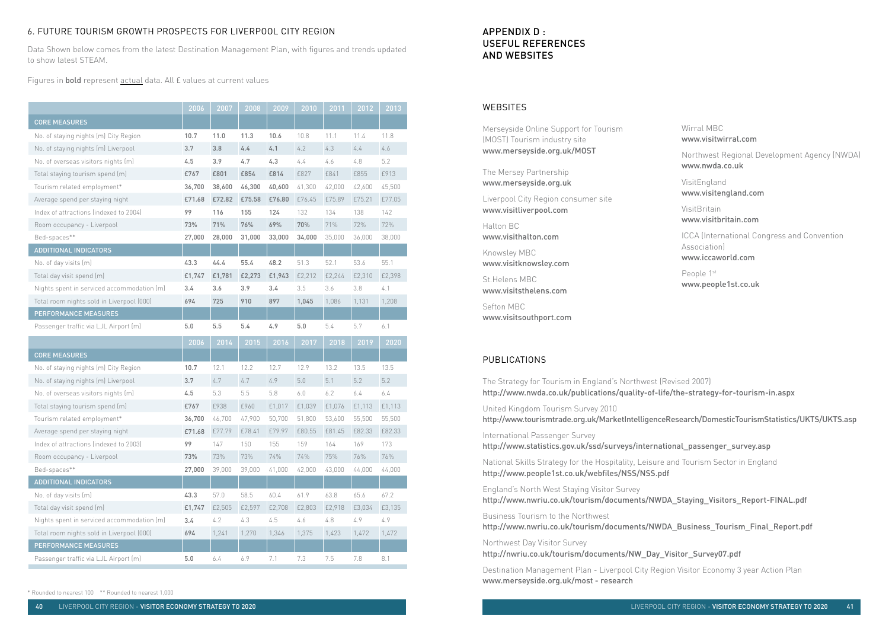## 6. FUTURE TOURISM GROWTH PROSPECTS FOR LIVERPOOL CITY REGION

Data Shown below comes from the latest Destination Management Plan, with figures and trends updated to show latest STEAM.

Figures in **bold** represent actual data. All £ values at current values

| | 2006 | 2007 | 2008 | 2009 | 2010 | 2011 | 2012 | 2013 |
|---|---|---|---|---|---|---|---|---|
| **CORE MEASURES** | | | | | | | | |
| No. of staying nights (m) City Region | **10.7** | **11.0** | **11.3** | **10.6** | 10.8 | 11.1 | 11.4 | 11.8 |
| No. of staying nights (m) Liverpool | **3.7** | **3.8** | **4.4** | **4.1** | 4.2 | 4.3 | 4.4 | 4.6 |
| No. of overseas visitors nights (m) | **4.5** | **3.9** | **4.7** | **4.3** | 4.4 | 4.6 | 4.8 | 5.2 |
| Total staying tourism spend (m) | **£767** | **£801** | **£854** | **£814** | £827 | £841 | £855 | £913 |
| Tourism related employment* | **36,700** | **38,600** | **46,300** | **40,600** | 41,300 | 42,000 | 42,600 | 45,500 |
| Average spend per staying night | **£71.68** | **£72.82** | **£75.58** | **£76.80** | £76.45 | £75.89 | £75.21 | £77.05 |
| Index of attractions (indexed to 2004) | **99** | **116** | **155** | **124** | 132 | 134 | 138 | 142 |
| Room occupancy - Liverpool | **73%** | **71%** | **76%** | **69%** | **70%** | 71% | 72% | 72% |
| Bed-spaces** | **27,000** | **28,000** | **31,000** | **33,000** | **34,000** | 35,000 | 36,000 | 38,000 |
| **ADDITIONAL INDICATORS** | | | | | | | | |
| No. of day visits (m) | **43.3** | **44.4** | **55.4** | **48.2** | 51.3 | 52.1 | 53.6 | 55.1 |
| Total day visit spend (m) | **£1,747** | **£1,781** | **£2,273** | **£1,943** | £2,212 | £2,244 | £2,310 | £2,398 |
| Nights spent in serviced accommodation (m) | **3.4** | **3.6** | **3.9** | **3.4** | 3.5 | 3.6 | 3.8 | 4.1 |
| Total room nights sold in Liverpool (000) | **694** | **725** | **910** | **897** | **1,045** | 1,086 | 1,131 | 1,208 |
| **PERFORMANCE MEASURES** | | | | | | | | |
| Passenger traffic via LJL Airport (m) | **5.0** | **5.5** | **5.4** | **4.9** | **5.0** | 5.4 | 5.7 | 6.1 |

| | 2006 | 2014 | 2015 | 2016 | 2017 | 2018 | 2019 | 2020 |
|---|---|---|---|---|---|---|---|---|
| **CORE MEASURES** | | | | | | | | |
| No. of staying nights (m) City Region | **10.7** | 12.1 | 12.2 | 12.7 | 12.9 | 13.2 | 13.5 | 13.5 |
| No. of staying nights (m) Liverpool | **3.7** | 4.7 | 4.7 | 4.9 | 5.0 | 5.1 | 5.2 | 5.2 |
| No. of overseas visitors nights (m) | **4.5** | 5.3 | 5.5 | 5.8 | 6.0 | 6.2 | 6.4 | 6.4 |
| Total staying tourism spend (m) | **£767** | £938 | £960 | £1,017 | £1,039 | £1,076 | £1,113 | £1,113 |
| Tourism related employment* | **36,700** | 46,700 | 47,900 | 50,700 | 51,800 | 53,600 | 55,500 | 55,500 |
| Average spend per staying night | **£71.68** | £77.79 | £78.41 | £79.97 | £80.55 | £81.45 | £82.33 | £82.33 |
| Index of attractions (indexed to 2003) | **99** | 147 | 150 | 155 | 159 | 164 | 169 | 173 |
| Room occupancy - Liverpool | **73%** | 73% | 73% | 74% | 74% | 75% | 76% | 76% |
| Bed-spaces** | **27,000** | 39,000 | 39,000 | 41,000 | 42,000 | 43,000 | 44,000 | 44,000 |
| **ADDITIONAL INDICATORS** | | | | | | | | |
| No. of day visits (m) | **43.3** | 57.0 | 58.5 | 60.4 | 61.9 | 63.8 | 65.6 | 67.2 |
| Total day visit spend (m) | **£1,747** | £2,505 | £2,597 | £2,708 | £2,803 | £2,918 | £3,034 | £3,135 |
| Nights spent in serviced accommodation (m) | **3.4** | 4.2 | 4.3 | 4.5 | 4.6 | 4.8 | 4.9 | 4.9 |
| Total room nights sold in Liverpool (000) | **694** | 1,241 | 1,270 | 1,346 | 1,375 | 1,423 | 1,472 | 1,472 |
| **PERFORMANCE MEASURES** | | | | | | | | |
| Passenger traffic via LJL Airport (m) | **5.0** | 6.4 | 6.9 | 7.1 | 7.3 | 7.5 | 7.8 | 8.1 |

\* Rounded to nearest 100 ** Rounded to nearest 1,000

## APPENDIX D : USEFUL REFERENCES AND WEBSITES

### WEBSITES

Merseyside Online Support for Tourism (MOST) Tourism industry site
www.merseyside.org.uk/MOST

The Mersey Partnership
www.merseyside.org.uk

Liverpool City Region consumer site
www.visitliverpool.com

Halton BC
www.visithalton.com

Knowsley MBC
www.visitknowsley.com

St.Helens MBC
www.visitsthelens.com

Sefton MBC
www.visitsouthport.com

Wirral MBC
www.visitwirral.com

Northwest Regional Development Agency (NWDA)
www.nwda.co.uk

VisitEngland
www.visitengland.com

VisitBritain
www.visitbritain.com

ICCA (International Congress and Convention Association)
www.iccaworld.com

People 1st
www.people1st.co.uk

### PUBLICATIONS

The Strategy for Tourism in England's Northwest (Revised 2007)
http://www.nwda.co.uk/publications/quality-of-life/the-strategy-for-tourism-in.aspx

United Kingdom Tourism Survey 2010
http://www.tourismtrade.org.uk/MarketIntelligenceResearch/DomesticTourismStatistics/UKTS/UKTS.asp

International Passenger Survey
http://www.statistics.gov.uk/ssd/surveys/international_passenger_survey.asp

National Skills Strategy for the Hospitality, Leisure and Tourism Sector in England
http://www.people1st.co.uk/webfiles/NSS/NSS.pdf

England's North West Staying Visitor Survey
http://www.nwriu.co.uk/tourism/documents/NWDA_Staying_Visitors_Report-FINAL.pdf

Business Tourism to the Northwest
http://www.nwriu.co.uk/tourism/documents/NWDA_Business_Tourism_Final_Report.pdf

Northwest Day Visitor Survey
http://nwriu.co.uk/tourism/documents/NW_Day_Visitor_Survey07.pdf

Destination Management Plan - Liverpool City Region Visitor Economy 3 year Action Plan
www.merseyside.org.uk/most - research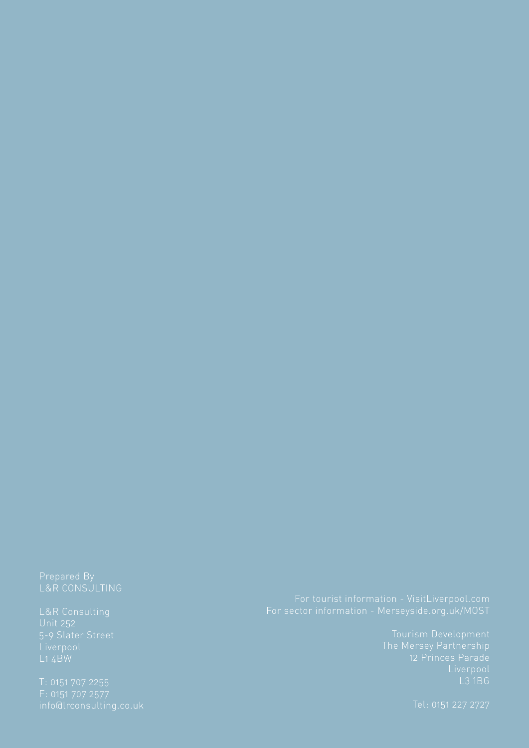Prepared By
L&R CONSULTING

L&R Consulting
Unit 252
5-9 Slater Street
Liverpool
L1 4BW

T: 0151 707 2255
F: 0151 707 2577
info@lrconsulting.co.uk

For tourist information - VisitLiverpool.com
For sector information - Merseyside.org.uk/MOST

Tourism Development
The Mersey Partnership
12 Princes Parade
Liverpool
L3 1BG

Tel: 0151 227 2727